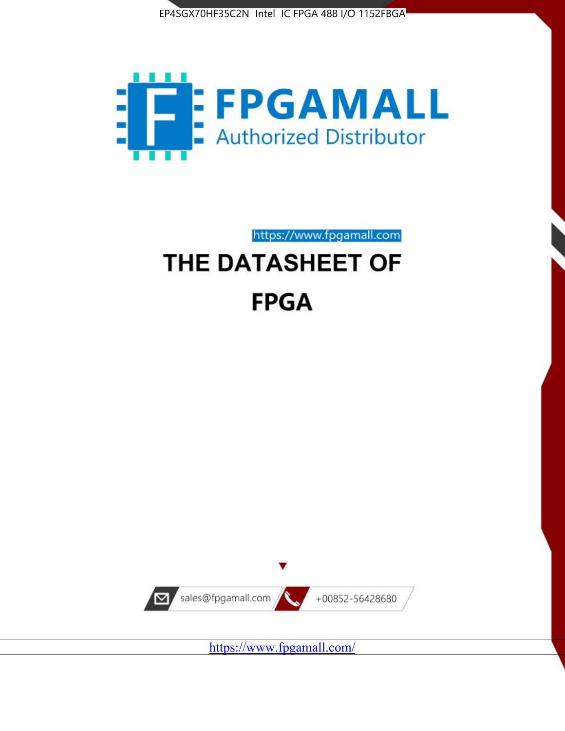EP4SGX70HF35C2N Intel IC FPGA 488 I/O 1152FBGA

FPGAMALL

Authorized Distributor

https://www.fpgamall.com

# THE DATASHEET OF

# FPGA

sales@fpgamall.com

+00852-56428680

https://www.fpgamall.com/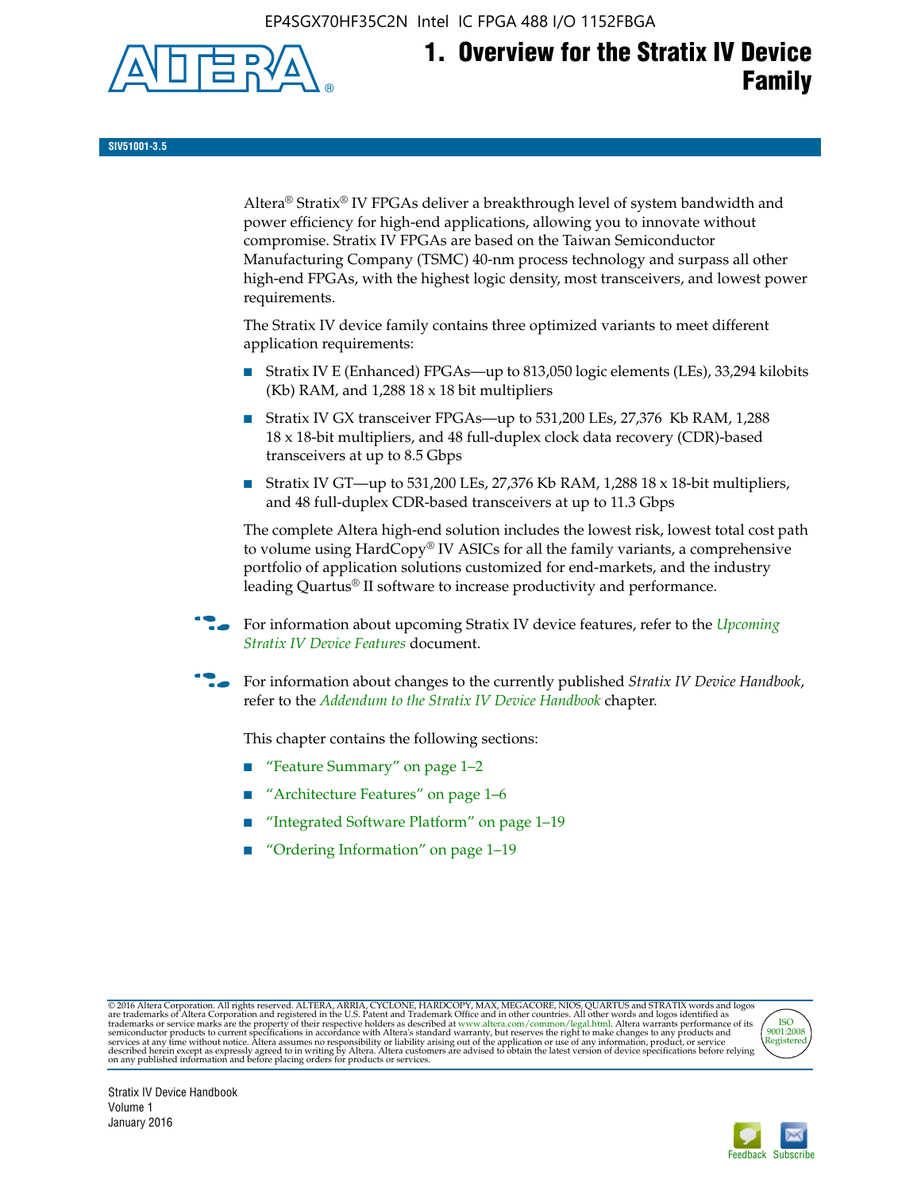# 1. Overview for the Stratix IV Device Family

SIV51001-3.5

Altera® Stratix® IV FPGAs deliver a breakthrough level of system bandwidth and power efficiency for high-end applications, allowing you to innovate without compromise. Stratix IV FPGAs are based on the Taiwan Semiconductor Manufacturing Company (TSMC) 40-nm process technology and surpass all other high-end FPGAs, with the highest logic density, most transceivers, and lowest power requirements.

The Stratix IV device family contains three optimized variants to meet different application requirements:

- Stratix IV E (Enhanced) FPGAs—up to 813,050 logic elements (LEs), 33,294 kilobits (Kb) RAM, and 1,288 18 x 18 bit multipliers
- Stratix IV GX transceiver FPGAs—up to 531,200 LEs, 27,376 Kb RAM, 1,288 18 x 18-bit multipliers, and 48 full-duplex clock data recovery (CDR)-based transceivers at up to 8.5 Gbps
- Stratix IV GT—up to 531,200 LEs, 27,376 Kb RAM, 1,288 18 x 18-bit multipliers, and 48 full-duplex CDR-based transceivers at up to 11.3 Gbps

The complete Altera high-end solution includes the lowest risk, lowest total cost path to volume using HardCopy® IV ASICs for all the family variants, a comprehensive portfolio of application solutions customized for end-markets, and the industry leading Quartus® II software to increase productivity and performance.

For information about upcoming Stratix IV device features, refer to the *Upcoming Stratix IV Device Features* document.

For information about changes to the currently published *Stratix IV Device Handbook*, refer to the *Addendum to the Stratix IV Device Handbook* chapter.

This chapter contains the following sections:

- "Feature Summary" on page 1–2
- "Architecture Features" on page 1–6
- "Integrated Software Platform" on page 1–19
- "Ordering Information" on page 1–19

© 2016 Altera Corporation. All rights reserved. ALTERA, ARRIA, CYCLONE, HARDCOPY, MAX, MEGACORE, NIOS, QUARTUS and STRATIX words and logos are trademarks of Altera Corporation and registered in the U.S. Patent and Trademark Office and in other countries. All other words and logos identified as trademarks or service marks are the property of their respective holders as described at www.altera.com/common/legal.html. Altera warrants performance of its semiconductor products to current specifications in accordance with Altera's standard warranty, but reserves the right to make changes to any products and services at any time without notice. Altera assumes no responsibility or liability arising out of the application or use of any information, product, or service described herein except as expressly agreed to in writing by Altera. Altera customers are advised to obtain the latest version of device specifications before relying on any published information and before placing orders for products or services.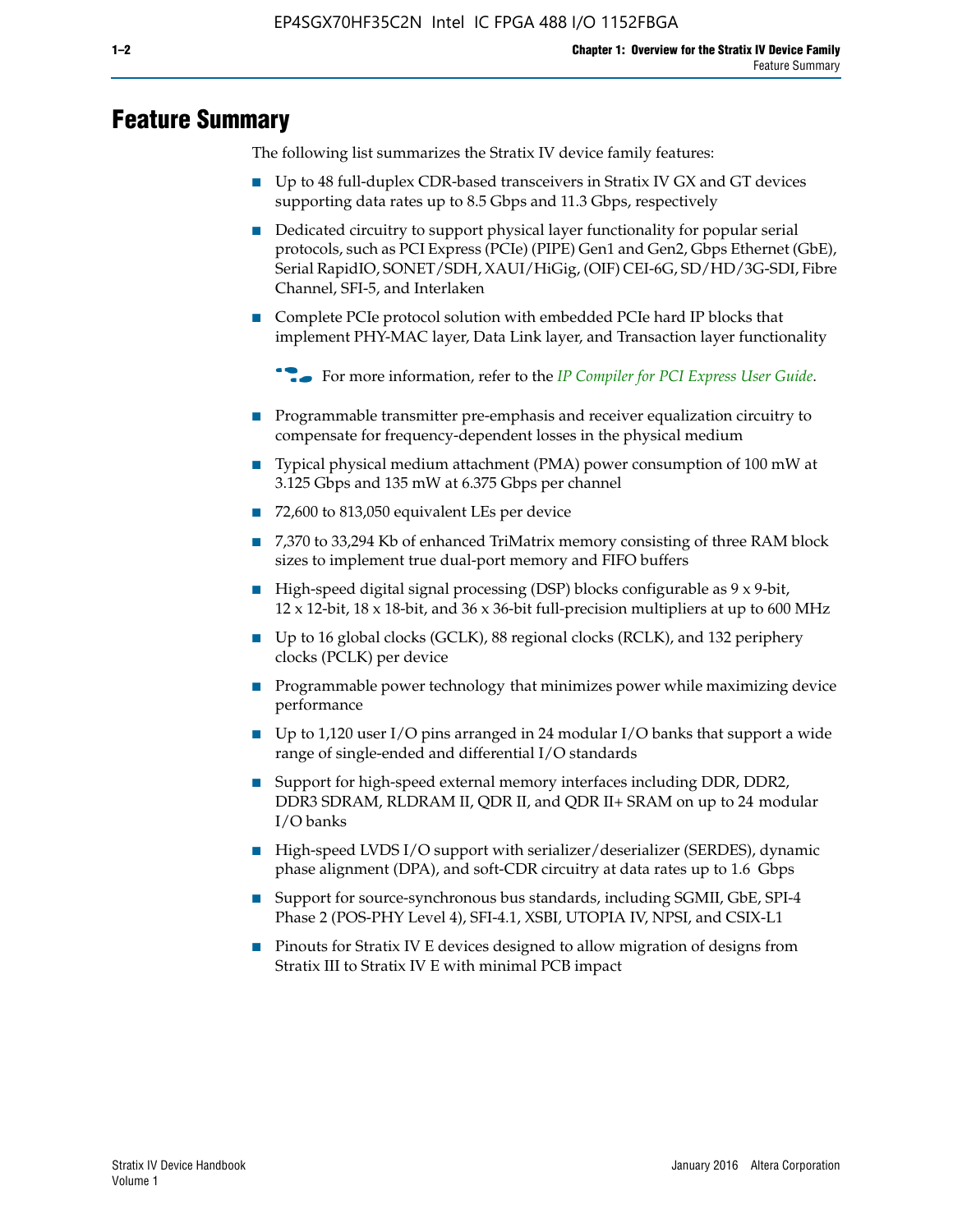# Feature Summary

The following list summarizes the Stratix IV device family features:

- Up to 48 full-duplex CDR-based transceivers in Stratix IV GX and GT devices supporting data rates up to 8.5 Gbps and 11.3 Gbps, respectively
- Dedicated circuitry to support physical layer functionality for popular serial protocols, such as PCI Express (PCIe) (PIPE) Gen1 and Gen2, Gbps Ethernet (GbE), Serial RapidIO, SONET/SDH, XAUI/HiGig, (OIF) CEI-6G, SD/HD/3G-SDI, Fibre Channel, SFI-5, and Interlaken
- Complete PCIe protocol solution with embedded PCIe hard IP blocks that implement PHY-MAC layer, Data Link layer, and Transaction layer functionality

  For more information, refer to the *IP Compiler for PCI Express User Guide*.

- Programmable transmitter pre-emphasis and receiver equalization circuitry to compensate for frequency-dependent losses in the physical medium
- Typical physical medium attachment (PMA) power consumption of 100 mW at 3.125 Gbps and 135 mW at 6.375 Gbps per channel
- 72,600 to 813,050 equivalent LEs per device
- 7,370 to 33,294 Kb of enhanced TriMatrix memory consisting of three RAM block sizes to implement true dual-port memory and FIFO buffers
- High-speed digital signal processing (DSP) blocks configurable as 9 x 9-bit, 12 x 12-bit, 18 x 18-bit, and 36 x 36-bit full-precision multipliers at up to 600 MHz
- Up to 16 global clocks (GCLK), 88 regional clocks (RCLK), and 132 periphery clocks (PCLK) per device
- Programmable power technology that minimizes power while maximizing device performance
- Up to 1,120 user I/O pins arranged in 24 modular I/O banks that support a wide range of single-ended and differential I/O standards
- Support for high-speed external memory interfaces including DDR, DDR2, DDR3 SDRAM, RLDRAM II, QDR II, and QDR II+ SRAM on up to 24 modular I/O banks
- High-speed LVDS I/O support with serializer/deserializer (SERDES), dynamic phase alignment (DPA), and soft-CDR circuitry at data rates up to 1.6 Gbps
- Support for source-synchronous bus standards, including SGMII, GbE, SPI-4 Phase 2 (POS-PHY Level 4), SFI-4.1, XSBI, UTOPIA IV, NPSI, and CSIX-L1
- Pinouts for Stratix IV E devices designed to allow migration of designs from Stratix III to Stratix IV E with minimal PCB impact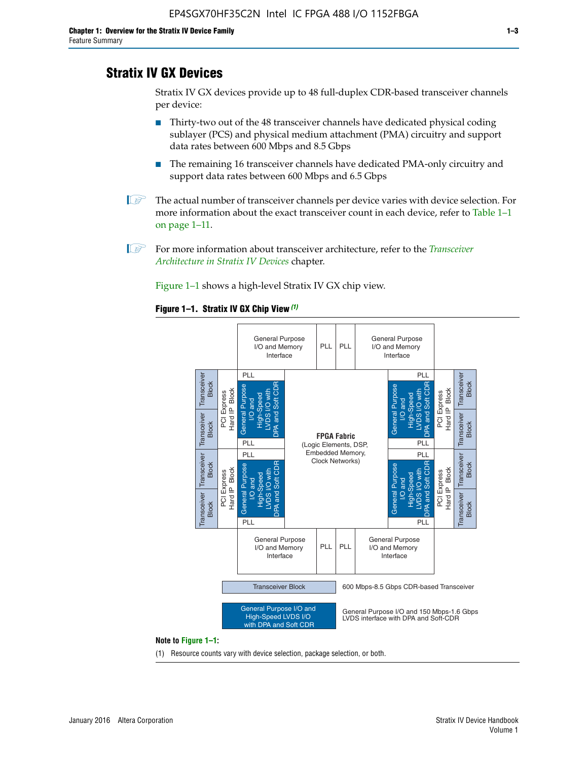# Stratix IV GX Devices

Stratix IV GX devices provide up to 48 full-duplex CDR-based transceiver channels per device:

- Thirty-two out of the 48 transceiver channels have dedicated physical coding sublayer (PCS) and physical medium attachment (PMA) circuitry and support data rates between 600 Mbps and 8.5 Gbps
- The remaining 16 transceiver channels have dedicated PMA-only circuitry and support data rates between 600 Mbps and 6.5 Gbps

The actual number of transceiver channels per device varies with device selection. For more information about the exact transceiver count in each device, refer to Table 1–1 on page 1–11.

For more information about transceiver architecture, refer to the *Transceiver Architecture in Stratix IV Devices* chapter.

Figure 1–1 shows a high-level Stratix IV GX chip view.

**Figure 1–1. Stratix IV GX Chip View** *(1)*

General Purpose I/O and Memory Interface | PLL | PLL | General Purpose I/O and Memory Interface

Transceiver Block | Transceiver Block | PCI Express Hard IP Block | PLL | General Purpose I/O and High-Speed LVDS I/O with DPA and Soft CDR | PLL

**FPGA Fabric** (Logic Elements, DSP, Embedded Memory, Clock Networks)

General Purpose I/O and Memory Interface | PLL | PLL | General Purpose I/O and Memory Interface

Transceiver Block — 600 Mbps-8.5 Gbps CDR-based Transceiver

General Purpose I/O and High-Speed LVDS I/O with DPA and Soft CDR — General Purpose I/O and 150 Mbps-1.6 Gbps LVDS interface with DPA and Soft-CDR

**Note to Figure 1–1:**

(1) Resource counts vary with device selection, package selection, or both.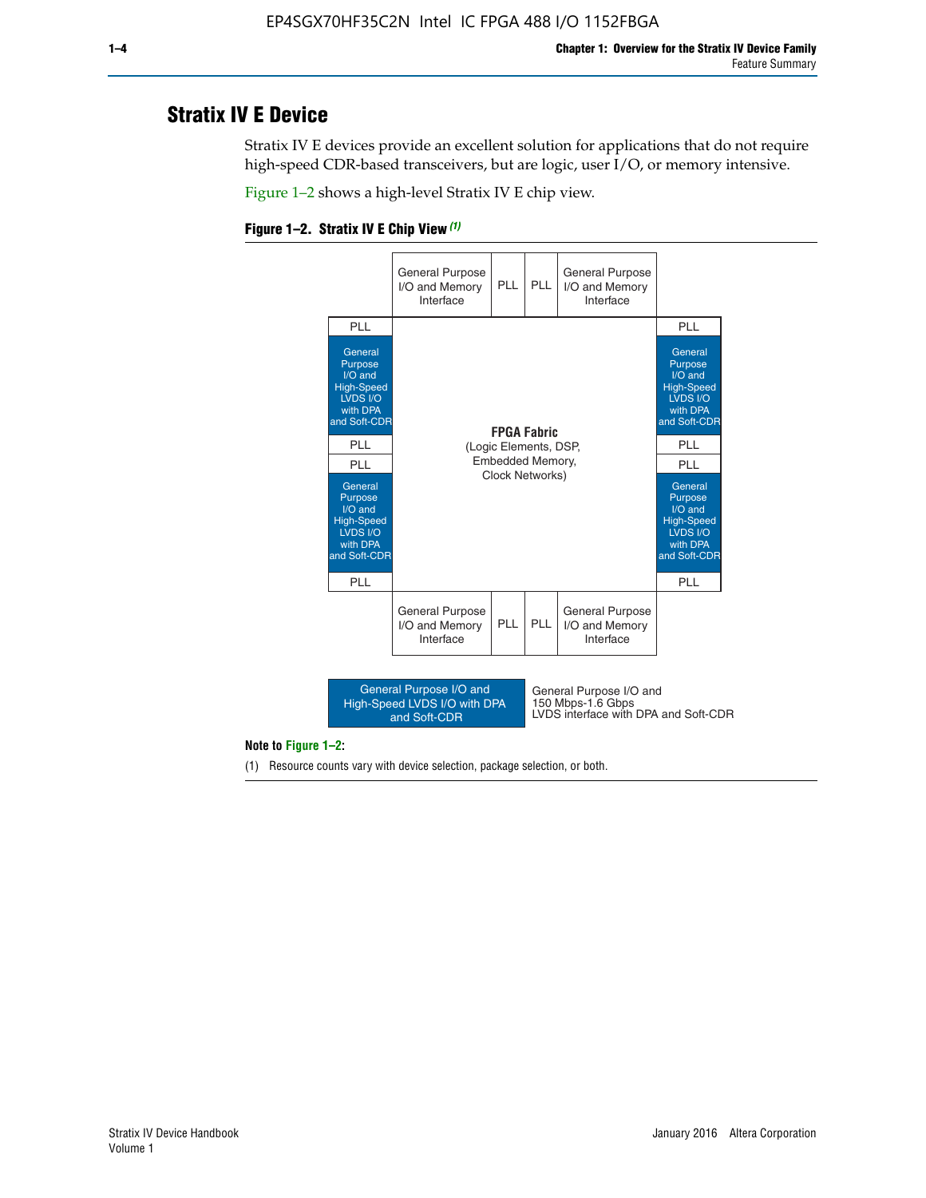# Stratix IV E Device

Stratix IV E devices provide an excellent solution for applications that do not require high-speed CDR-based transceivers, but are logic, user I/O, or memory intensive.

Figure 1–2 shows a high-level Stratix IV E chip view.

**Figure 1–2. Stratix IV E Chip View** *(1)*

| | General Purpose I/O and Memory Interface | PLL | PLL | General Purpose I/O and Memory Interface | |
|---|---|---|---|---|---|
| PLL | | | | | PLL |
| General Purpose I/O and High-Speed LVDS I/O with DPA and Soft-CDR | | | | | General Purpose I/O and High-Speed LVDS I/O with DPA and Soft-CDR |
| PLL | | **FPGA Fabric** (Logic Elements, DSP, Embedded Memory, Clock Networks) | | | PLL |
| PLL | | | | | PLL |
| General Purpose I/O and High-Speed LVDS I/O with DPA and Soft-CDR | | | | | General Purpose I/O and High-Speed LVDS I/O with DPA and Soft-CDR |
| PLL | | | | | PLL |
| | General Purpose I/O and Memory Interface | PLL | PLL | General Purpose I/O and Memory Interface | |

Legend: General Purpose I/O and High-Speed LVDS I/O with DPA and Soft-CDR — General Purpose I/O and 150 Mbps-1.6 Gbps LVDS interface with DPA and Soft-CDR

**Note to Figure 1–2:**

(1) Resource counts vary with device selection, package selection, or both.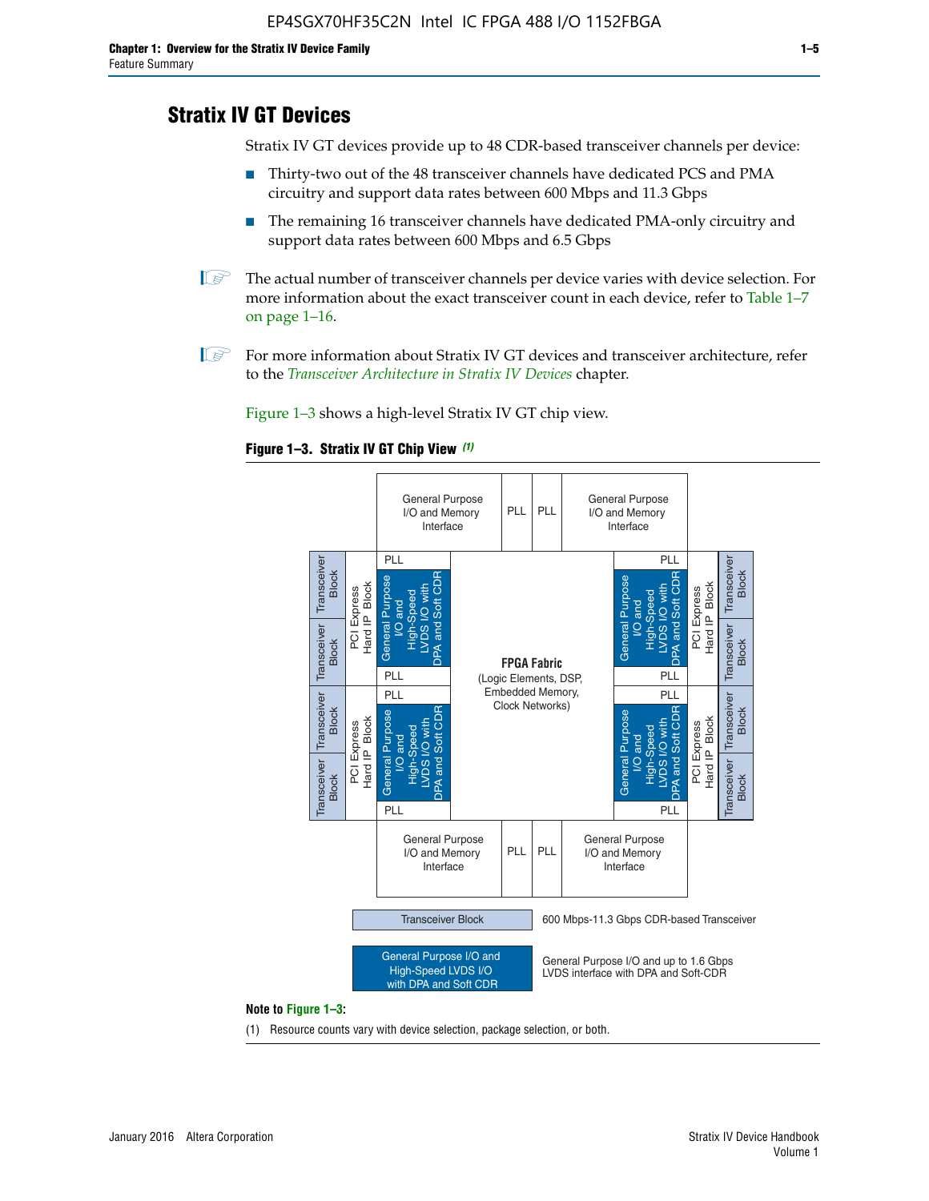## Stratix IV GT Devices

Stratix IV GT devices provide up to 48 CDR-based transceiver channels per device:

- Thirty-two out of the 48 transceiver channels have dedicated PCS and PMA circuitry and support data rates between 600 Mbps and 11.3 Gbps
- The remaining 16 transceiver channels have dedicated PMA-only circuitry and support data rates between 600 Mbps and 6.5 Gbps

The actual number of transceiver channels per device varies with device selection. For more information about the exact transceiver count in each device, refer to Table 1–7 on page 1–16.

For more information about Stratix IV GT devices and transceiver architecture, refer to the *Transceiver Architecture in Stratix IV Devices* chapter.

Figure 1–3 shows a high-level Stratix IV GT chip view.

**Figure 1–3. Stratix IV GT Chip View** *(1)*

General Purpose I/O and Memory Interface | PLL | PLL | General Purpose I/O and Memory Interface

Transceiver Block | Transceiver Block | PCI Express Hard IP Block | PLL | General Purpose I/O and High-Speed LVDS I/O with DPA and Soft CDR | PLL

Transceiver Block | Transceiver Block | PCI Express Hard IP Block | PLL | General Purpose I/O and High-Speed LVDS I/O with DPA and Soft CDR | PLL

**FPGA Fabric** (Logic Elements, DSP, Embedded Memory, Clock Networks)

PLL | General Purpose I/O and High-Speed LVDS I/O with DPA and Soft CDR | PLL | PCI Express Hard IP Block | Transceiver Block | Transceiver Block

PLL | General Purpose I/O and High-Speed LVDS I/O with DPA and Soft CDR | PLL | PCI Express Hard IP Block | Transceiver Block | Transceiver Block

General Purpose I/O and Memory Interface | PLL | PLL | General Purpose I/O and Memory Interface

Transceiver Block: 600 Mbps-11.3 Gbps CDR-based Transceiver

General Purpose I/O and High-Speed LVDS I/O with DPA and Soft CDR: General Purpose I/O and up to 1.6 Gbps LVDS interface with DPA and Soft-CDR

**Note to Figure 1–3:**

(1) Resource counts vary with device selection, package selection, or both.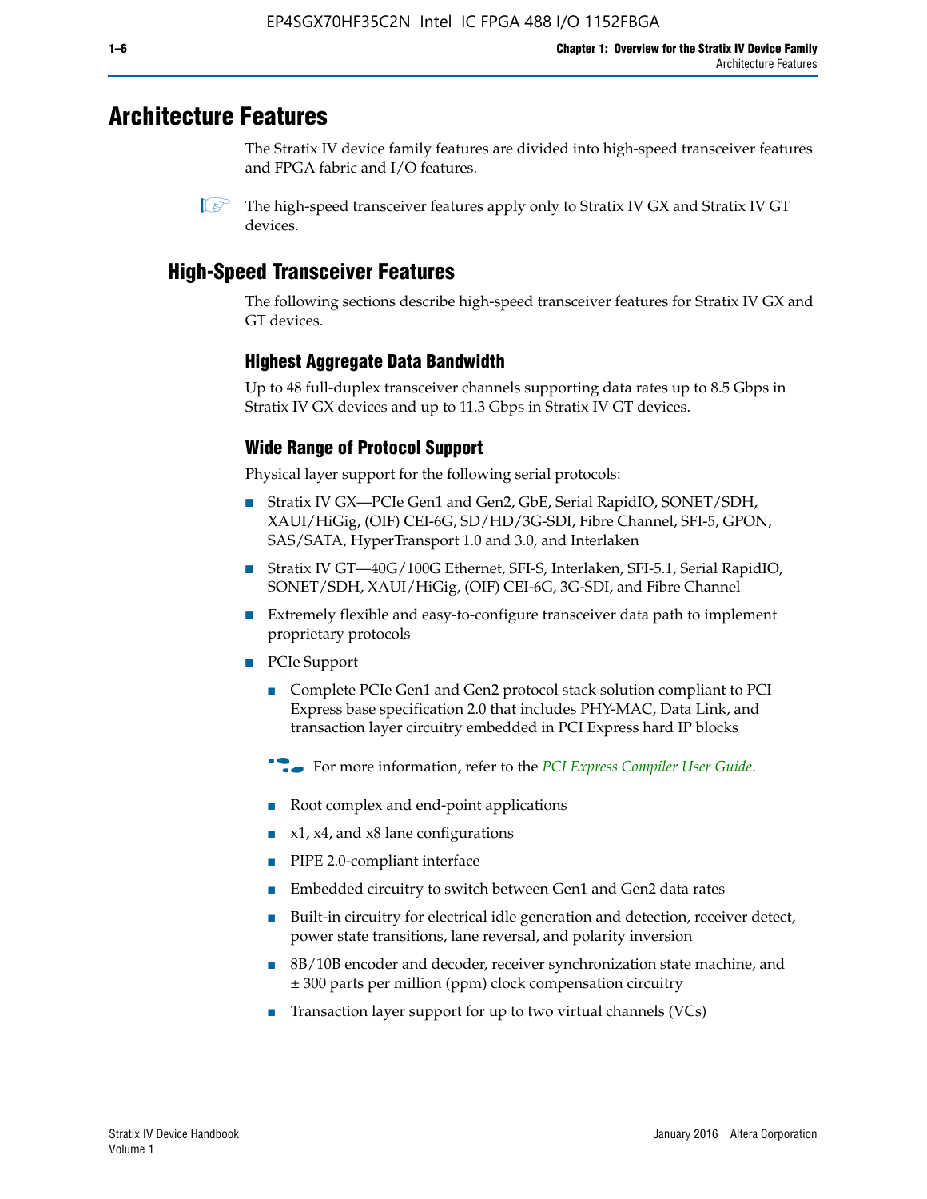# Architecture Features

The Stratix IV device family features are divided into high-speed transceiver features and FPGA fabric and I/O features.

The high-speed transceiver features apply only to Stratix IV GX and Stratix IV GT devices.

## High-Speed Transceiver Features

The following sections describe high-speed transceiver features for Stratix IV GX and GT devices.

### Highest Aggregate Data Bandwidth

Up to 48 full-duplex transceiver channels supporting data rates up to 8.5 Gbps in Stratix IV GX devices and up to 11.3 Gbps in Stratix IV GT devices.

### Wide Range of Protocol Support

Physical layer support for the following serial protocols:

- Stratix IV GX—PCIe Gen1 and Gen2, GbE, Serial RapidIO, SONET/SDH, XAUI/HiGig, (OIF) CEI-6G, SD/HD/3G-SDI, Fibre Channel, SFI-5, GPON, SAS/SATA, HyperTransport 1.0 and 3.0, and Interlaken
- Stratix IV GT—40G/100G Ethernet, SFI-S, Interlaken, SFI-5.1, Serial RapidIO, SONET/SDH, XAUI/HiGig, (OIF) CEI-6G, 3G-SDI, and Fibre Channel
- Extremely flexible and easy-to-configure transceiver data path to implement proprietary protocols
- PCIe Support
  - Complete PCIe Gen1 and Gen2 protocol stack solution compliant to PCI Express base specification 2.0 that includes PHY-MAC, Data Link, and transaction layer circuitry embedded in PCI Express hard IP blocks

  For more information, refer to the *PCI Express Compiler User Guide*.

  - Root complex and end-point applications
  - x1, x4, and x8 lane configurations
  - PIPE 2.0-compliant interface
  - Embedded circuitry to switch between Gen1 and Gen2 data rates
  - Built-in circuitry for electrical idle generation and detection, receiver detect, power state transitions, lane reversal, and polarity inversion
  - 8B/10B encoder and decoder, receiver synchronization state machine, and ± 300 parts per million (ppm) clock compensation circuitry
  - Transaction layer support for up to two virtual channels (VCs)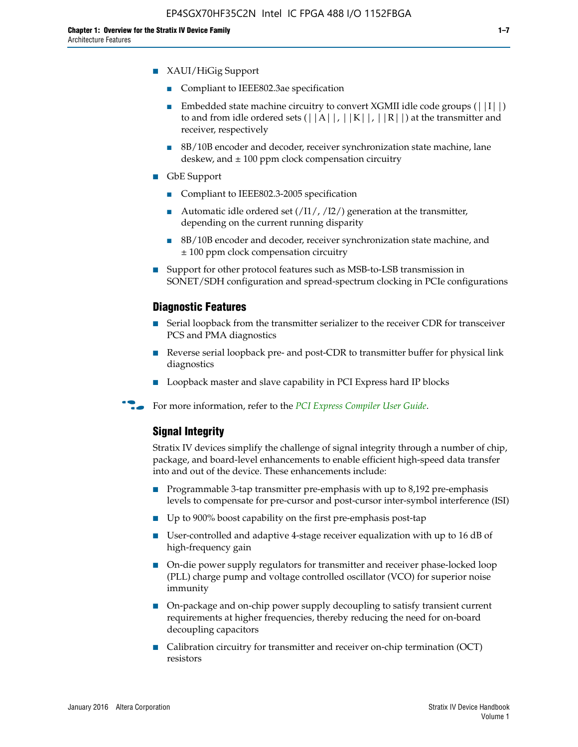- XAUI/HiGig Support
  - Compliant to IEEE802.3ae specification
  - Embedded state machine circuitry to convert XGMII idle code groups (||I||) to and from idle ordered sets (||A||, ||K||, ||R||) at the transmitter and receiver, respectively
  - 8B/10B encoder and decoder, receiver synchronization state machine, lane deskew, and ± 100 ppm clock compensation circuitry
- GbE Support
  - Compliant to IEEE802.3-2005 specification
  - Automatic idle ordered set (/I1/, /I2/) generation at the transmitter, depending on the current running disparity
  - 8B/10B encoder and decoder, receiver synchronization state machine, and ± 100 ppm clock compensation circuitry
- Support for other protocol features such as MSB-to-LSB transmission in SONET/SDH configuration and spread-spectrum clocking in PCIe configurations

### Diagnostic Features

- Serial loopback from the transmitter serializer to the receiver CDR for transceiver PCS and PMA diagnostics
- Reverse serial loopback pre- and post-CDR to transmitter buffer for physical link diagnostics
- Loopback master and slave capability in PCI Express hard IP blocks

For more information, refer to the *PCI Express Compiler User Guide*.

### Signal Integrity

Stratix IV devices simplify the challenge of signal integrity through a number of chip, package, and board-level enhancements to enable efficient high-speed data transfer into and out of the device. These enhancements include:

- Programmable 3-tap transmitter pre-emphasis with up to 8,192 pre-emphasis levels to compensate for pre-cursor and post-cursor inter-symbol interference (ISI)
- Up to 900% boost capability on the first pre-emphasis post-tap
- User-controlled and adaptive 4-stage receiver equalization with up to 16 dB of high-frequency gain
- On-die power supply regulators for transmitter and receiver phase-locked loop (PLL) charge pump and voltage controlled oscillator (VCO) for superior noise immunity
- On-package and on-chip power supply decoupling to satisfy transient current requirements at higher frequencies, thereby reducing the need for on-board decoupling capacitors
- Calibration circuitry for transmitter and receiver on-chip termination (OCT) resistors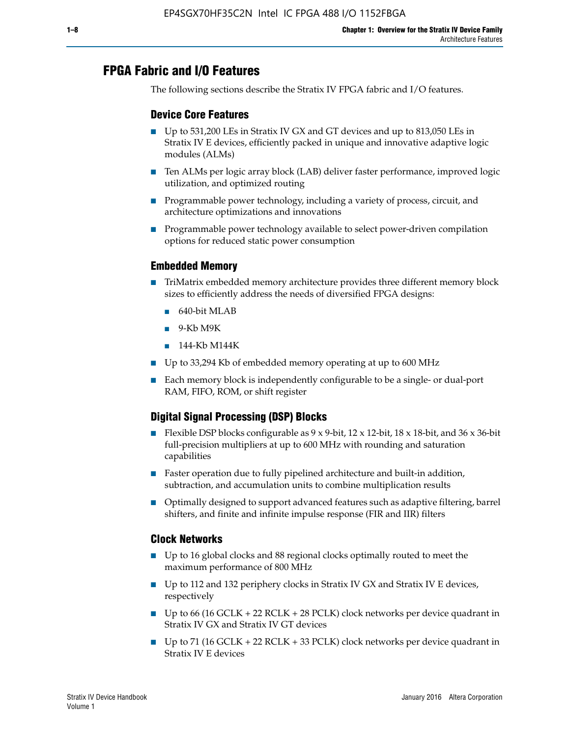## FPGA Fabric and I/O Features

The following sections describe the Stratix IV FPGA fabric and I/O features.

### Device Core Features

- Up to 531,200 LEs in Stratix IV GX and GT devices and up to 813,050 LEs in Stratix IV E devices, efficiently packed in unique and innovative adaptive logic modules (ALMs)
- Ten ALMs per logic array block (LAB) deliver faster performance, improved logic utilization, and optimized routing
- Programmable power technology, including a variety of process, circuit, and architecture optimizations and innovations
- Programmable power technology available to select power-driven compilation options for reduced static power consumption

### Embedded Memory

- TriMatrix embedded memory architecture provides three different memory block sizes to efficiently address the needs of diversified FPGA designs:
  - 640-bit MLAB
  - 9-Kb M9K
  - 144-Kb M144K
- Up to 33,294 Kb of embedded memory operating at up to 600 MHz
- Each memory block is independently configurable to be a single- or dual-port RAM, FIFO, ROM, or shift register

### Digital Signal Processing (DSP) Blocks

- Flexible DSP blocks configurable as 9 x 9-bit, 12 x 12-bit, 18 x 18-bit, and 36 x 36-bit full-precision multipliers at up to 600 MHz with rounding and saturation capabilities
- Faster operation due to fully pipelined architecture and built-in addition, subtraction, and accumulation units to combine multiplication results
- Optimally designed to support advanced features such as adaptive filtering, barrel shifters, and finite and infinite impulse response (FIR and IIR) filters

### Clock Networks

- Up to 16 global clocks and 88 regional clocks optimally routed to meet the maximum performance of 800 MHz
- Up to 112 and 132 periphery clocks in Stratix IV GX and Stratix IV E devices, respectively
- Up to 66 (16 GCLK + 22 RCLK + 28 PCLK) clock networks per device quadrant in Stratix IV GX and Stratix IV GT devices
- Up to 71 (16 GCLK + 22 RCLK + 33 PCLK) clock networks per device quadrant in Stratix IV E devices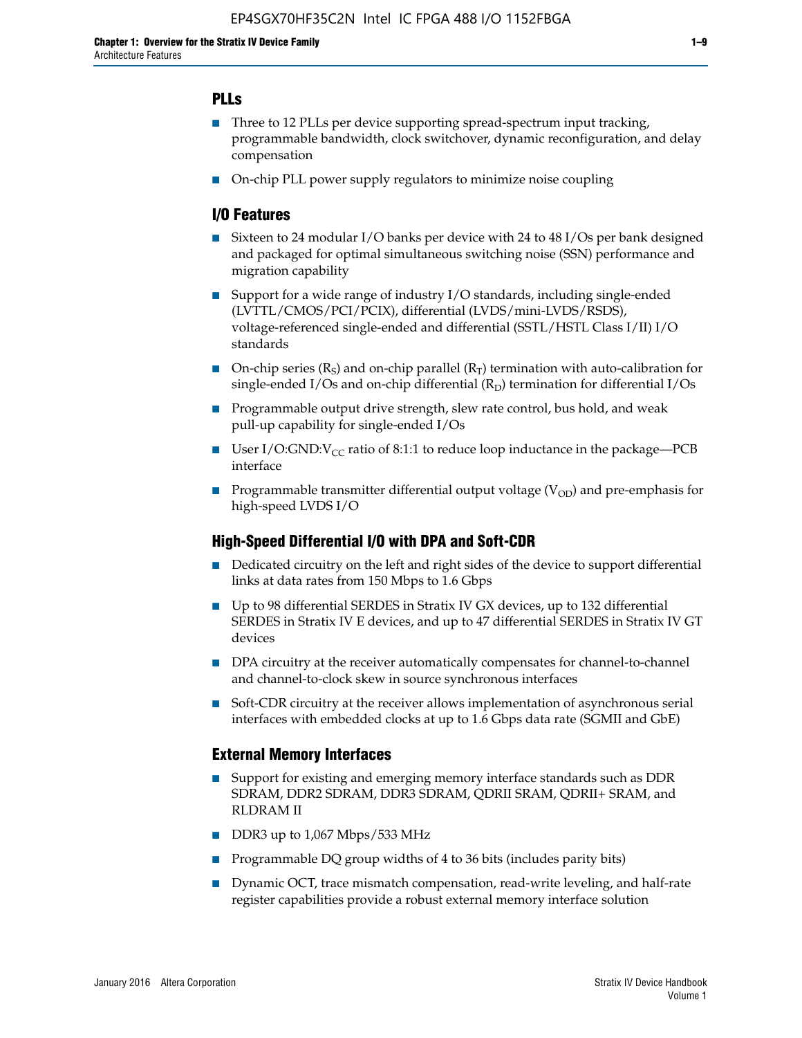### PLLs

- Three to 12 PLLs per device supporting spread-spectrum input tracking, programmable bandwidth, clock switchover, dynamic reconfiguration, and delay compensation
- On-chip PLL power supply regulators to minimize noise coupling

### I/O Features

- Sixteen to 24 modular I/O banks per device with 24 to 48 I/Os per bank designed and packaged for optimal simultaneous switching noise (SSN) performance and migration capability
- Support for a wide range of industry I/O standards, including single-ended (LVTTL/CMOS/PCI/PCIX), differential (LVDS/mini-LVDS/RSDS), voltage-referenced single-ended and differential (SSTL/HSTL Class I/II) I/O standards
- On-chip series ($R_S$) and on-chip parallel ($R_T$) termination with auto-calibration for single-ended I/Os and on-chip differential ($R_D$) termination for differential I/Os
- Programmable output drive strength, slew rate control, bus hold, and weak pull-up capability for single-ended I/Os
- User I/O:GND:$V_{CC}$ ratio of 8:1:1 to reduce loop inductance in the package—PCB interface
- Programmable transmitter differential output voltage ($V_{OD}$) and pre-emphasis for high-speed LVDS I/O

### High-Speed Differential I/O with DPA and Soft-CDR

- Dedicated circuitry on the left and right sides of the device to support differential links at data rates from 150 Mbps to 1.6 Gbps
- Up to 98 differential SERDES in Stratix IV GX devices, up to 132 differential SERDES in Stratix IV E devices, and up to 47 differential SERDES in Stratix IV GT devices
- DPA circuitry at the receiver automatically compensates for channel-to-channel and channel-to-clock skew in source synchronous interfaces
- Soft-CDR circuitry at the receiver allows implementation of asynchronous serial interfaces with embedded clocks at up to 1.6 Gbps data rate (SGMII and GbE)

### External Memory Interfaces

- Support for existing and emerging memory interface standards such as DDR SDRAM, DDR2 SDRAM, DDR3 SDRAM, QDRII SRAM, QDRII+ SRAM, and RLDRAM II
- DDR3 up to 1,067 Mbps/533 MHz
- Programmable DQ group widths of 4 to 36 bits (includes parity bits)
- Dynamic OCT, trace mismatch compensation, read-write leveling, and half-rate register capabilities provide a robust external memory interface solution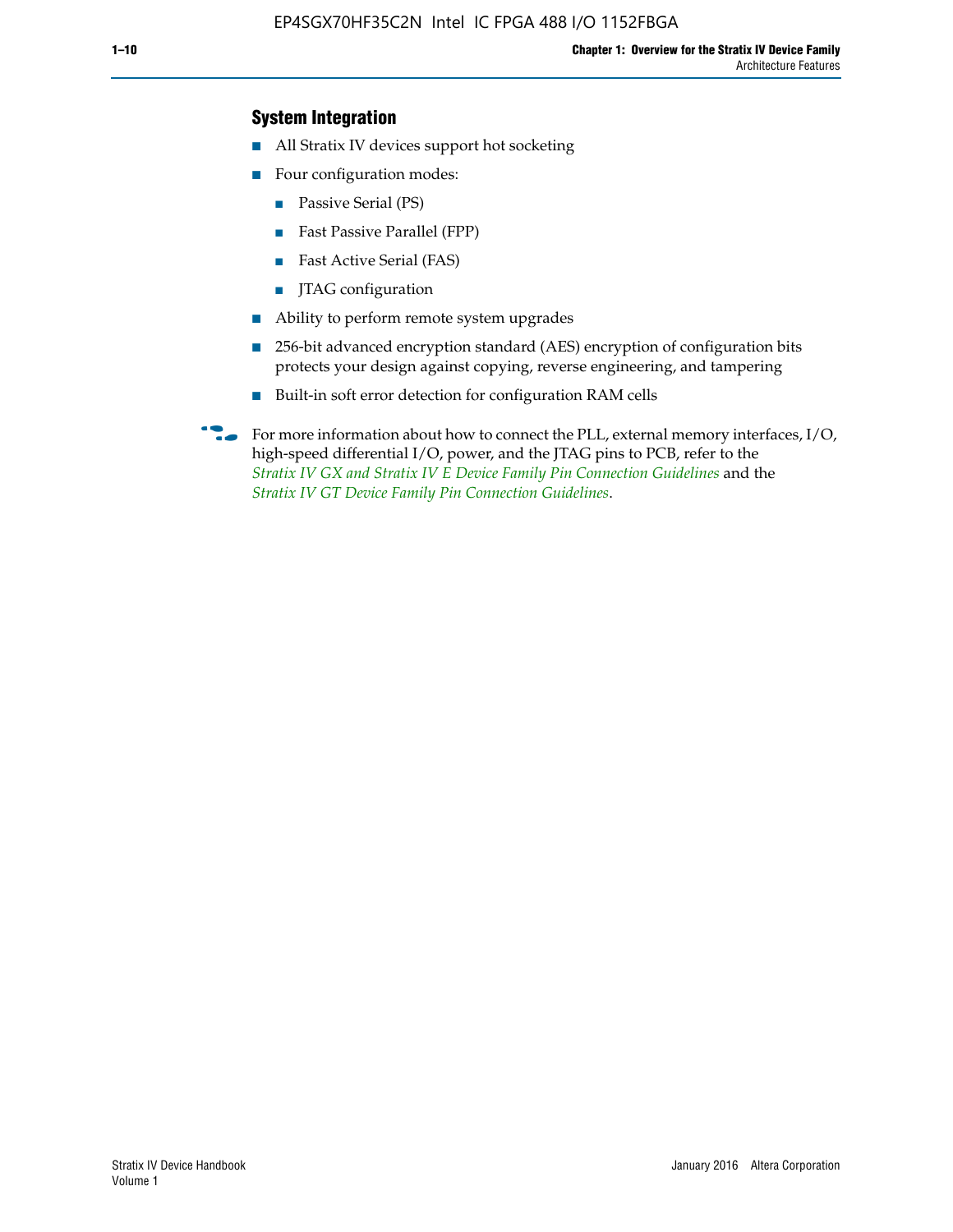### System Integration

- All Stratix IV devices support hot socketing
- Four configuration modes:
  - Passive Serial (PS)
  - Fast Passive Parallel (FPP)
  - Fast Active Serial (FAS)
  - JTAG configuration
- Ability to perform remote system upgrades
- 256-bit advanced encryption standard (AES) encryption of configuration bits protects your design against copying, reverse engineering, and tampering
- Built-in soft error detection for configuration RAM cells

For more information about how to connect the PLL, external memory interfaces, I/O, high-speed differential I/O, power, and the JTAG pins to PCB, refer to the *Stratix IV GX and Stratix IV E Device Family Pin Connection Guidelines* and the *Stratix IV GT Device Family Pin Connection Guidelines*.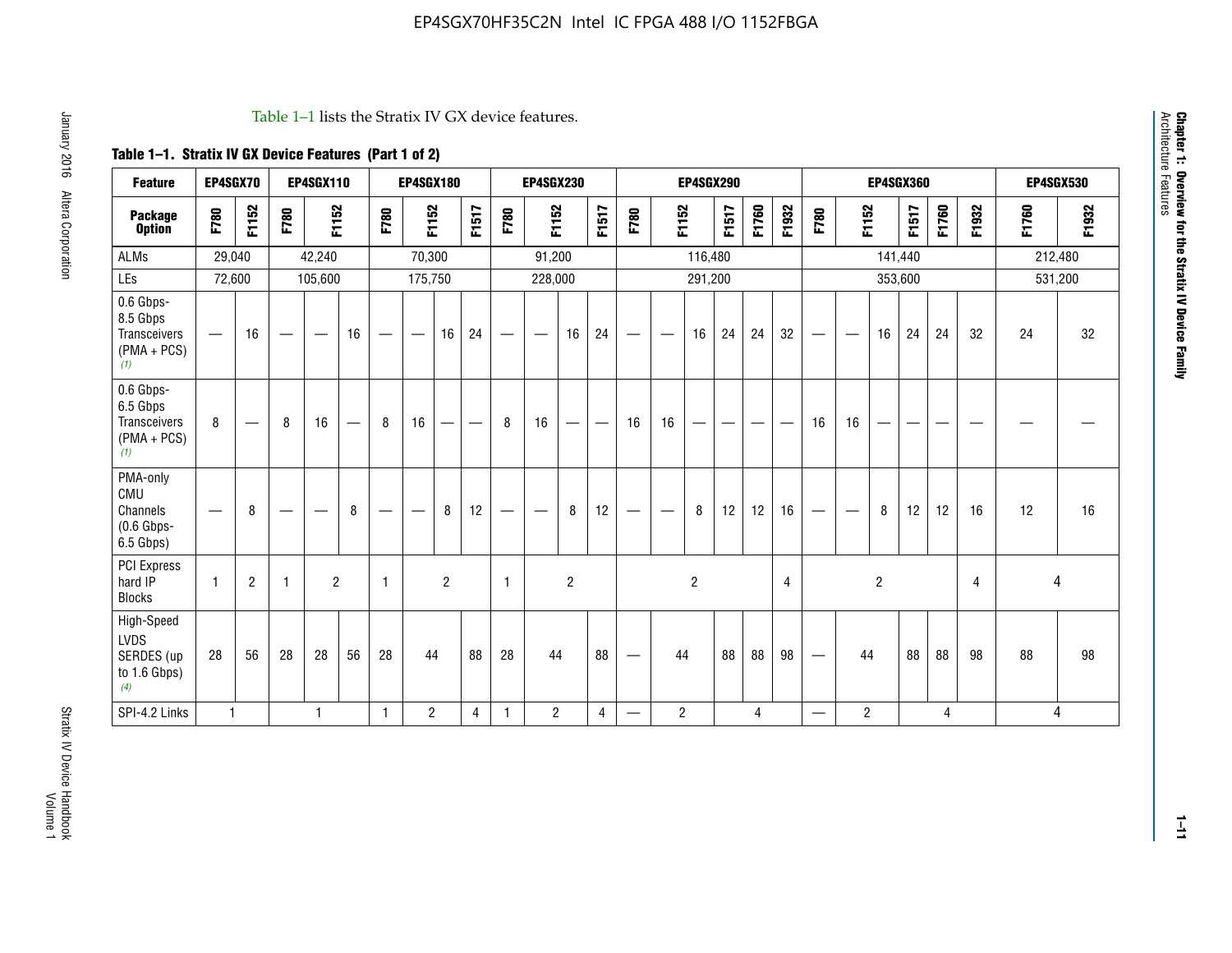Table 1–1 lists the Stratix IV GX device features.

**Table 1–1. Stratix IV GX Device Features (Part 1 of 2)**

| Feature | EP4SGX70 | | EP4SGX110 | | | EP4SGX180 | | | | EP4SGX230 | | | | EP4SGX290 | | | | | | EP4SGX360 | | | | | | EP4SGX530 | |
|---|---|---|---|---|---|---|---|---|---|---|---|---|---|---|---|---|---|---|---|---|---|---|---|---|---|---|---|
| **Package Option** | **F780** | **F1152** | **F780** | **F1152** | | **F780** | **F1152** | | **F1517** | **F780** | **F1152** | | **F1517** | **F780** | **F1152** | | **F1517** | **F1760** | **F1932** | **F780** | **F1152** | | **F1517** | **F1760** | **F1932** | **F1760** | **F1932** |
| ALMs | 29,040 | | 42,240 | | | 70,300 | | | | 91,200 | | | | 116,480 | | | | | | 141,440 | | | | | | 212,480 | |
| LEs | 72,600 | | 105,600 | | | 175,750 | | | | 228,000 | | | | 291,200 | | | | | | 353,600 | | | | | | 531,200 | |
| 0.6 Gbps-8.5 Gbps Transceivers (PMA + PCS) (1) | — | 16 | — | — | 16 | — | — | 16 | 24 | — | — | 16 | 24 | — | — | 16 | 24 | 24 | 32 | — | — | 16 | 24 | 24 | 32 | 24 | 32 |
| 0.6 Gbps-6.5 Gbps Transceivers (PMA + PCS) (1) | 8 | — | 8 | 16 | — | 8 | 16 | — | — | 8 | 16 | — | — | 16 | 16 | — | — | — | — | 16 | 16 | — | — | — | — | — | — |
| PMA-only CMU Channels (0.6 Gbps-6.5 Gbps) | — | 8 | — | — | 8 | — | — | 8 | 12 | — | — | 8 | 12 | — | — | 8 | 12 | 12 | 16 | — | — | 8 | 12 | 12 | 16 | 12 | 16 |
| PCI Express hard IP Blocks | 1 | 2 | 1 | 2 | | 1 | 2 | | | 1 | 2 | | | 2 | | | | | 4 | 2 | | | | | 4 | 4 | |
| High-Speed LVDS SERDES (up to 1.6 Gbps) (4) | 28 | 56 | 28 | 28 | 56 | 28 | 44 | | 88 | 28 | 44 | | 88 | — | 44 | | 88 | 88 | 98 | — | 44 | | 88 | 88 | 98 | 88 | 98 |
| SPI-4.2 Links | 1 | | 1 | | | 1 | 2 | | 4 | 1 | 2 | | 4 | — | 2 | | 4 | | | — | 2 | | 4 | | | 4 | |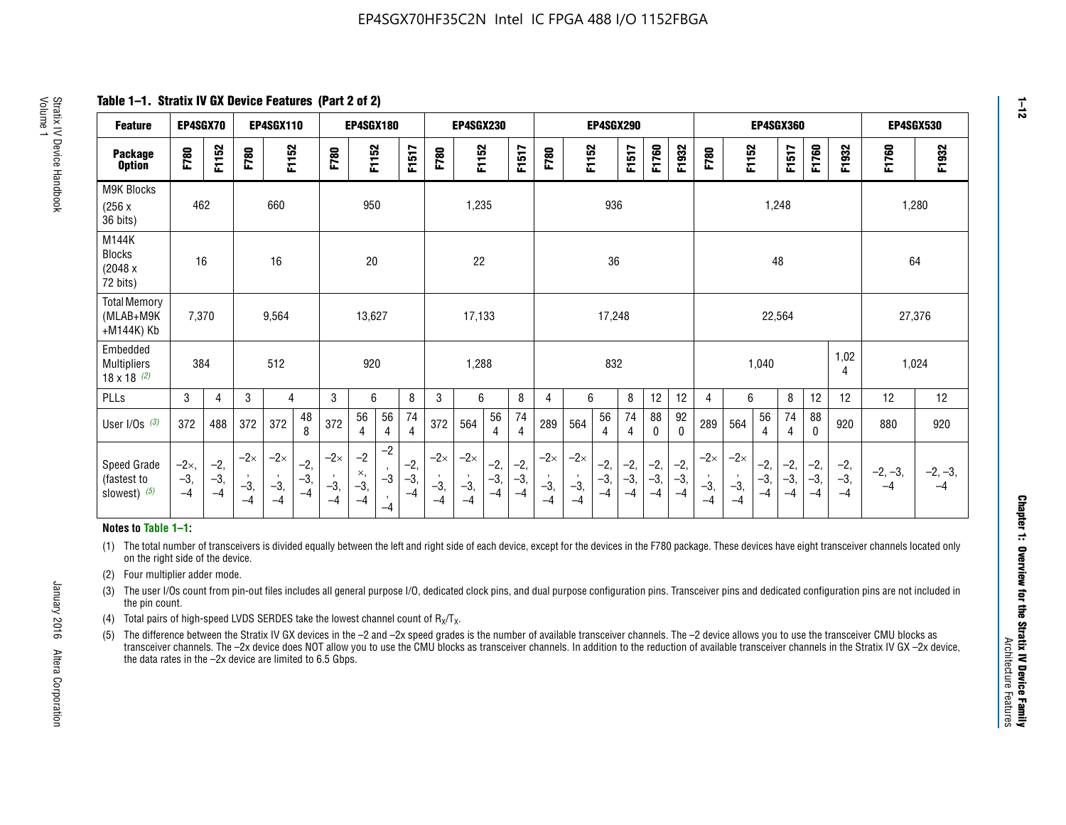**Table 1–1. Stratix IV GX Device Features (Part 2 of 2)**

| Feature | EP4SGX70 | | EP4SGX110 | | | EP4SGX180 | | | | EP4SGX230 | | | | EP4SGX290 | | | | | | EP4SGX360 | | | | | | EP4SGX530 | |
|---|---|---|---|---|---|---|---|---|---|---|---|---|---|---|---|---|---|---|---|---|---|---|---|---|---|---|---|
| Package Option | F780 | F1152 | F780 | F1152 | | F780 | F1152 | | F1517 | F780 | F1152 | | F1517 | F780 | F1152 | | F1517 | F1760 | F1932 | F780 | F1152 | | F1517 | F1760 | F1932 | F1760 | F1932 |
| M9K Blocks (256 x 36 bits) | 462 | | 660 | | | 950 | | | | 1,235 | | | | 936 | | | | | | 1,248 | | | | | | 1,280 | |
| M144K Blocks (2048 x 72 bits) | 16 | | 16 | | | 20 | | | | 22 | | | | 36 | | | | | | 48 | | | | | | 64 | |
| Total Memory (MLAB+M9K +M144K) Kb | 7,370 | | 9,564 | | | 13,627 | | | | 17,133 | | | | 17,248 | | | | | | 22,564 | | | | | | 27,376 | |
| Embedded Multipliers 18 x 18 (2) | 384 | | 512 | | | 920 | | | | 1,288 | | | | 832 | | | | | | 1,040 | | | | | 1,024 | 1,024 | |
| PLLs | 3 | 4 | 3 | 4 | | 3 | 6 | | 8 | 3 | 6 | | 8 | 4 | 6 | | 8 | 12 | 12 | 4 | 6 | | 8 | 12 | 12 | 12 | 12 |
| User I/Os (3) | 372 | 488 | 372 | 372 | 488 | 372 | 564 | 564 | 744 | 372 | 564 | 564 | 744 | 289 | 564 | 564 | 744 | 880 | 920 | 289 | 564 | 564 | 744 | 880 | 920 | 880 | 920 |
| Speed Grade (fastest to slowest) (5) | −2×, −3, −4 | −2, −3, −4 | −2×, −3, −4 | −2×, −3, −4 | −2, −3, −4 | −2×, −3, −4 | −2×, −3, −4 | −2, −3, −4 | −2, −3, −4 | −2×, −3, −4 | −2×, −3, −4 | −2, −3, −4 | −2, −3, −4 | −2×, −3, −4 | −2×, −3, −4 | −2, −3, −4 | −2, −3, −4 | −2, −3, −4 | −2, −3, −4 | −2×, −3, −4 | −2×, −3, −4 | −2, −3, −4 | −2, −3, −4 | −2, −3, −4 | −2, −3, −4 | −2, −3, −4 | −2, −3, −4 |

**Notes to Table 1–1:**

(1) The total number of transceivers is divided equally between the left and right side of each device, except for the devices in the F780 package. These devices have eight transceiver channels located only on the right side of the device.

(2) Four multiplier adder mode.

(3) The user I/Os count from pin-out files includes all general purpose I/O, dedicated clock pins, and dual purpose configuration pins. Transceiver pins and dedicated configuration pins are not included in the pin count.

(4) Total pairs of high-speed LVDS SERDES take the lowest channel count of $R_X/T_X$.

(5) The difference between the Stratix IV GX devices in the −2 and −2x speed grades is the number of available transceiver channels. The −2 device allows you to use the transceiver CMU blocks as transceiver channels. The −2x device does NOT allow you to use the CMU blocks as transceiver channels. In addition to the reduction of available transceiver channels in the Stratix IV GX −2x device, the data rates in the −2x device are limited to 6.5 Gbps.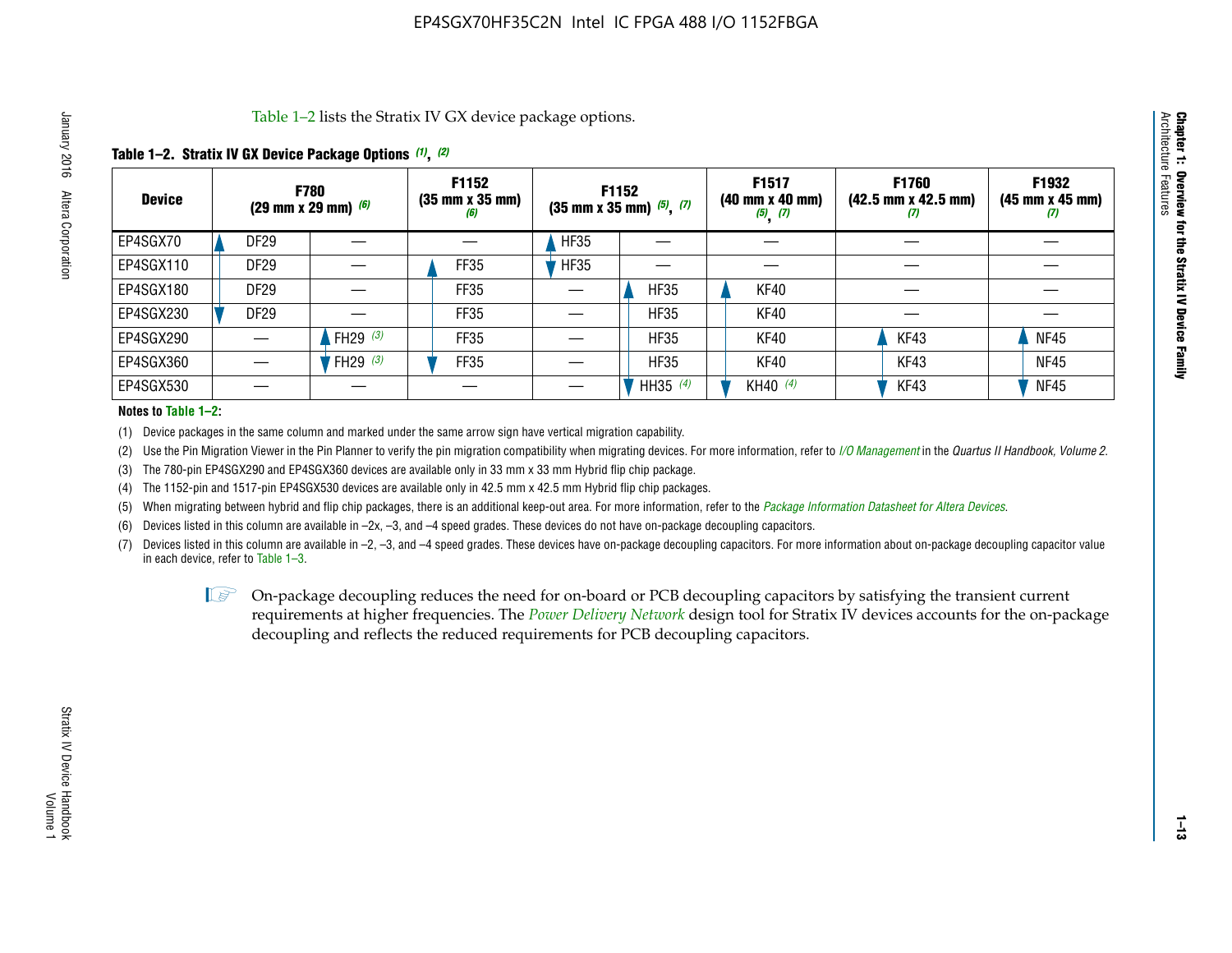Table 1–2 lists the Stratix IV GX device package options.

**Table 1–2. Stratix IV GX Device Package Options (1), (2)**

| Device | F780 (29 mm x 29 mm) (6) | | F1152 (35 mm x 35 mm) (6) | F1152 (35 mm x 35 mm) (5), (7) | | F1517 (40 mm x 40 mm) (5), (7) | F1760 (42.5 mm x 42.5 mm) (7) | F1932 (45 mm x 45 mm) (7) |
|---|---|---|---|---|---|---|---|---|
| EP4SGX70 | DF29 | — | — | HF35 | — | — | — | — |
| EP4SGX110 | DF29 | — | FF35 | HF35 | — | — | — | — |
| EP4SGX180 | DF29 | — | FF35 | — | HF35 | KF40 | — | — |
| EP4SGX230 | DF29 | — | FF35 | — | HF35 | KF40 | — | — |
| EP4SGX290 | — | FH29 (3) | FF35 | — | HF35 | KF40 | KF43 | NF45 |
| EP4SGX360 | — | FH29 (3) | FF35 | — | HF35 | KF40 | KF43 | NF45 |
| EP4SGX530 | — | — | — | — | HH35 (4) | KH40 (4) | KF43 | NF45 |

**Notes to Table 1–2:**

(1) Device packages in the same column and marked under the same arrow sign have vertical migration capability.

(2) Use the Pin Migration Viewer in the Pin Planner to verify the pin migration compatibility when migrating devices. For more information, refer to *I/O Management* in the *Quartus II Handbook, Volume 2*.

(3) The 780-pin EP4SGX290 and EP4SGX360 devices are available only in 33 mm x 33 mm Hybrid flip chip package.

(4) The 1152-pin and 1517-pin EP4SGX530 devices are available only in 42.5 mm x 42.5 mm Hybrid flip chip packages.

(5) When migrating between hybrid and flip chip packages, there is an additional keep-out area. For more information, refer to the *Package Information Datasheet for Altera Devices*.

(6) Devices listed in this column are available in –2x, –3, and –4 speed grades. These devices do not have on-package decoupling capacitors.

(7) Devices listed in this column are available in –2, –3, and –4 speed grades. These devices have on-package decoupling capacitors. For more information about on-package decoupling capacitor value in each device, refer to Table 1–3.

On-package decoupling reduces the need for on-board or PCB decoupling capacitors by satisfying the transient current requirements at higher frequencies. The *Power Delivery Network* design tool for Stratix IV devices accounts for the on-package decoupling and reflects the reduced requirements for PCB decoupling capacitors.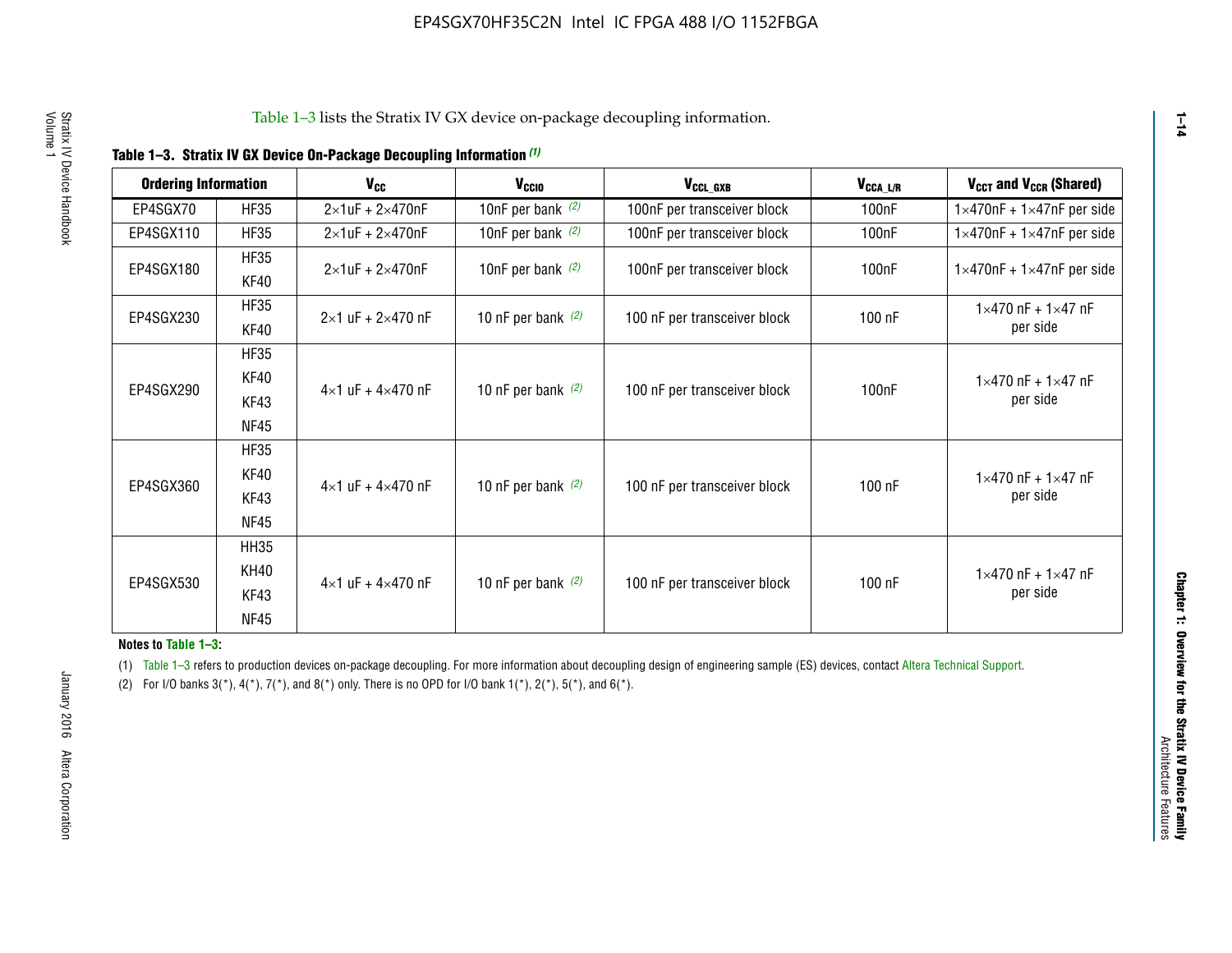Table 1–3 lists the Stratix IV GX device on-package decoupling information.

**Table 1–3. Stratix IV GX Device On-Package Decoupling Information (1)**

| Ordering Information | | $V_{CC}$ | $V_{CCIO}$ | $V_{CCL\_GXB}$ | $V_{CCA\_L/R}$ | $V_{CCT}$ and $V_{CCR}$ (Shared) |
|---|---|---|---|---|---|---|
| EP4SGX70 | HF35 | 2×1uF + 2×470nF | 10nF per bank (2) | 100nF per transceiver block | 100nF | 1×470nF + 1×47nF per side |
| EP4SGX110 | HF35 | 2×1uF + 2×470nF | 10nF per bank (2) | 100nF per transceiver block | 100nF | 1×470nF + 1×47nF per side |
| EP4SGX180 | HF35<br>KF40 | 2×1uF + 2×470nF | 10nF per bank (2) | 100nF per transceiver block | 100nF | 1×470nF + 1×47nF per side |
| EP4SGX230 | HF35<br>KF40 | 2×1 uF + 2×470 nF | 10 nF per bank (2) | 100 nF per transceiver block | 100 nF | 1×470 nF + 1×47 nF per side |
| EP4SGX290 | HF35<br>KF40<br>KF43<br>NF45 | 4×1 uF + 4×470 nF | 10 nF per bank (2) | 100 nF per transceiver block | 100nF | 1×470 nF + 1×47 nF per side |
| EP4SGX360 | HF35<br>KF40<br>KF43<br>NF45 | 4×1 uF + 4×470 nF | 10 nF per bank (2) | 100 nF per transceiver block | 100 nF | 1×470 nF + 1×47 nF per side |
| EP4SGX530 | HH35<br>KH40<br>KF43<br>NF45 | 4×1 uF + 4×470 nF | 10 nF per bank (2) | 100 nF per transceiver block | 100 nF | 1×470 nF + 1×47 nF per side |

**Notes to Table 1–3:**

(1) Table 1–3 refers to production devices on-package decoupling. For more information about decoupling design of engineering sample (ES) devices, contact Altera Technical Support.

(2) For I/O banks 3(*), 4(*), 7(*), and 8(*) only. There is no OPD for I/O bank 1(*), 2(*), 5(*), and 6(*).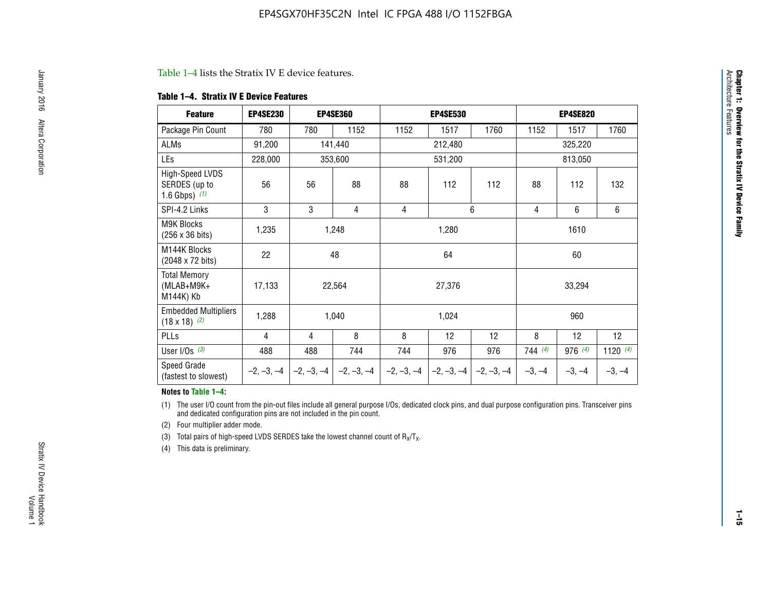Table 1–4 lists the Stratix IV E device features.

**Table 1–4. Stratix IV E Device Features**

| Feature | EP4SE230 | EP4SE360 | | EP4SE530 | | | EP4SE820 | | |
|---|---|---|---|---|---|---|---|---|---|
| Package Pin Count | 780 | 780 | 1152 | 1152 | 1517 | 1760 | 1152 | 1517 | 1760 |
| ALMs | 91,200 | 141,440 | | 212,480 | | | 325,220 | | |
| LEs | 228,000 | 353,600 | | 531,200 | | | 813,050 | | |
| High-Speed LVDS SERDES (up to 1.6 Gbps) (1) | 56 | 56 | 88 | 88 | 112 | 112 | 88 | 112 | 132 |
| SPI-4.2 Links | 3 | 3 | 4 | 4 | 6 | | 4 | 6 | 6 |
| M9K Blocks (256 x 36 bits) | 1,235 | 1,248 | | 1,280 | | | 1610 | | |
| M144K Blocks (2048 x 72 bits) | 22 | 48 | | 64 | | | 60 | | |
| Total Memory (MLAB+M9K+ M144K) Kb | 17,133 | 22,564 | | 27,376 | | | 33,294 | | |
| Embedded Multipliers (18 x 18) (2) | 1,288 | 1,040 | | 1,024 | | | 960 | | |
| PLLs | 4 | 4 | 8 | 8 | 12 | 12 | 8 | 12 | 12 |
| User I/Os (3) | 488 | 488 | 744 | 744 | 976 | 976 | 744 (4) | 976 (4) | 1120 (4) |
| Speed Grade (fastest to slowest) | –2, –3, –4 | –2, –3, –4 | –2, –3, –4 | –2, –3, –4 | –2, –3, –4 | –2, –3, –4 | –3, –4 | –3, –4 | –3, –4 |

**Notes to Table 1–4:**

(1) The user I/O count from the pin-out files include all general purpose I/Os, dedicated clock pins, and dual purpose configuration pins. Transceiver pins and dedicated configuration pins are not included in the pin count.

(2) Four multiplier adder mode.

(3) Total pairs of high-speed LVDS SERDES take the lowest channel count of $R_X/T_X$.

(4) This data is preliminary.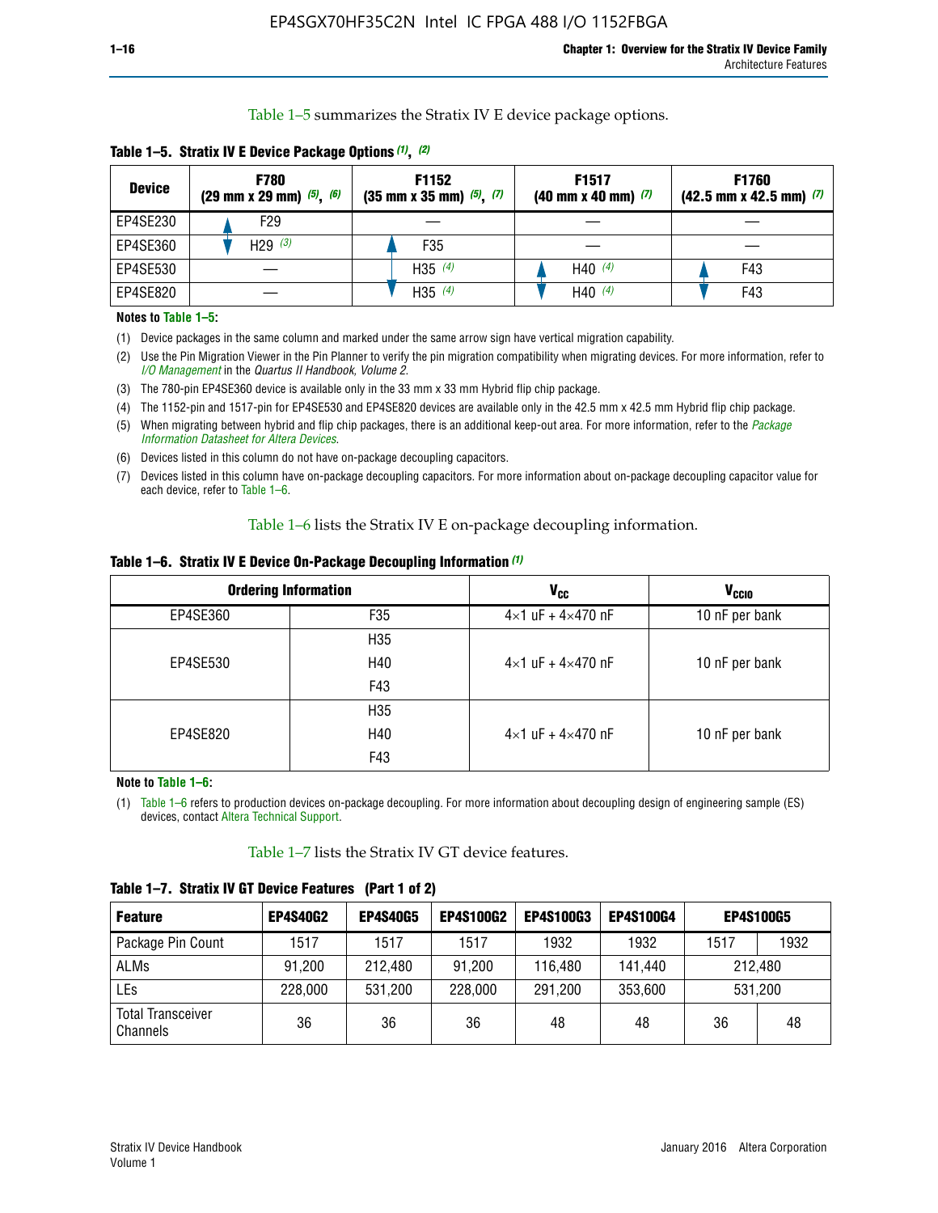Table 1–5 summarizes the Stratix IV E device package options.

**Table 1–5. Stratix IV E Device Package Options (1), (2)**

| Device | F780 (29 mm x 29 mm) (5), (6) | F1152 (35 mm x 35 mm) (5), (7) | F1517 (40 mm x 40 mm) (7) | F1760 (42.5 mm x 42.5 mm) (7) |
|---|---|---|---|---|
| EP4SE230 | F29 | — | — | — |
| EP4SE360 | H29 (3) | F35 | — | — |
| EP4SE530 | — | H35 (4) | H40 (4) | F43 |
| EP4SE820 | — | H35 (4) | H40 (4) | F43 |

**Notes to Table 1–5:**

(1) Device packages in the same column and marked under the same arrow sign have vertical migration capability.

(2) Use the Pin Migration Viewer in the Pin Planner to verify the pin migration compatibility when migrating devices. For more information, refer to *I/O Management* in the *Quartus II Handbook, Volume 2*.

(3) The 780-pin EP4SE360 device is available only in the 33 mm x 33 mm Hybrid flip chip package.

(4) The 1152-pin and 1517-pin for EP4SE530 and EP4SE820 devices are available only in the 42.5 mm x 42.5 mm Hybrid flip chip package.

(5) When migrating between hybrid and flip chip packages, there is an additional keep-out area. For more information, refer to the *Package Information Datasheet for Altera Devices*.

(6) Devices listed in this column do not have on-package decoupling capacitors.

(7) Devices listed in this column have on-package decoupling capacitors. For more information about on-package decoupling capacitor value for each device, refer to Table 1–6.

Table 1–6 lists the Stratix IV E on-package decoupling information.

**Table 1–6. Stratix IV E Device On-Package Decoupling Information (1)**

| Ordering Information | | $V_{CC}$ | $V_{CCIO}$ |
|---|---|---|---|
| EP4SE360 | F35 | 4×1 uF + 4×470 nF | 10 nF per bank |
| EP4SE530 | H35<br>H40<br>F43 | 4×1 uF + 4×470 nF | 10 nF per bank |
| EP4SE820 | H35<br>H40<br>F43 | 4×1 uF + 4×470 nF | 10 nF per bank |

**Note to Table 1–6:**

(1) Table 1–6 refers to production devices on-package decoupling. For more information about decoupling design of engineering sample (ES) devices, contact Altera Technical Support.

Table 1–7 lists the Stratix IV GT device features.

**Table 1–7. Stratix IV GT Device Features (Part 1 of 2)**

| Feature | EP4S40G2 | EP4S40G5 | EP4S100G2 | EP4S100G3 | EP4S100G4 | EP4S100G5 | |
|---|---|---|---|---|---|---|---|
| Package Pin Count | 1517 | 1517 | 1517 | 1932 | 1932 | 1517 | 1932 |
| ALMs | 91,200 | 212,480 | 91,200 | 116,480 | 141,440 | 212,480 | |
| LEs | 228,000 | 531,200 | 228,000 | 291,200 | 353,600 | 531,200 | |
| Total Transceiver Channels | 36 | 36 | 36 | 48 | 48 | 36 | 48 |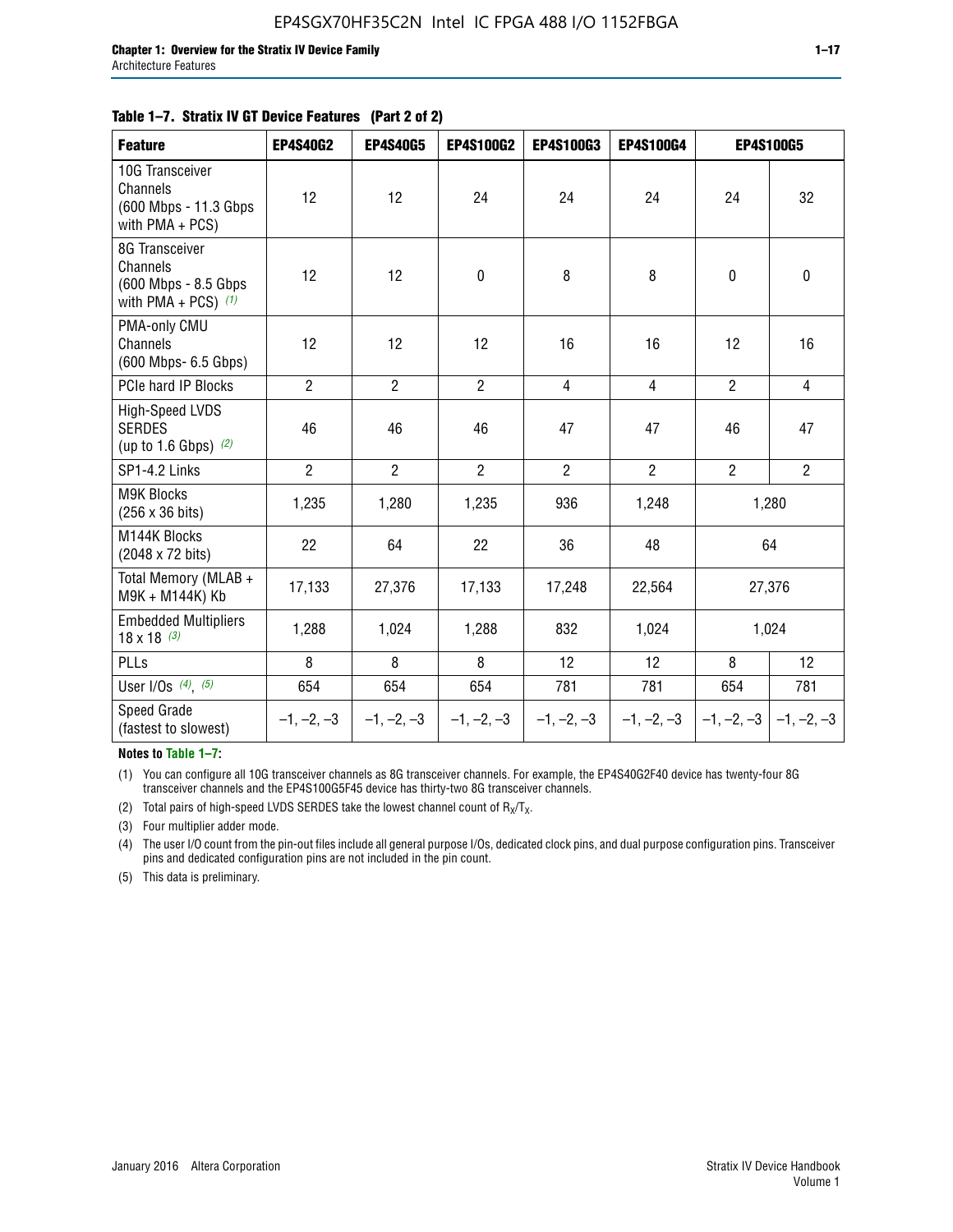**Table 1–7. Stratix IV GT Device Features (Part 2 of 2)**

| Feature | EP4S40G2 | EP4S40G5 | EP4S100G2 | EP4S100G3 | EP4S100G4 | EP4S100G5 | |
|---|---|---|---|---|---|---|---|
| 10G Transceiver Channels (600 Mbps - 11.3 Gbps with PMA + PCS) | 12 | 12 | 24 | 24 | 24 | 24 | 32 |
| 8G Transceiver Channels (600 Mbps - 8.5 Gbps with PMA + PCS) *(1)* | 12 | 12 | 0 | 8 | 8 | 0 | 0 |
| PMA-only CMU Channels (600 Mbps- 6.5 Gbps) | 12 | 12 | 12 | 16 | 16 | 12 | 16 |
| PCIe hard IP Blocks | 2 | 2 | 2 | 4 | 4 | 2 | 4 |
| High-Speed LVDS SERDES (up to 1.6 Gbps) *(2)* | 46 | 46 | 46 | 47 | 47 | 46 | 47 |
| SP1-4.2 Links | 2 | 2 | 2 | 2 | 2 | 2 | 2 |
| M9K Blocks (256 x 36 bits) | 1,235 | 1,280 | 1,235 | 936 | 1,248 | 1,280 | |
| M144K Blocks (2048 x 72 bits) | 22 | 64 | 22 | 36 | 48 | 64 | |
| Total Memory (MLAB + M9K + M144K) Kb | 17,133 | 27,376 | 17,133 | 17,248 | 22,564 | 27,376 | |
| Embedded Multipliers 18 x 18 *(3)* | 1,288 | 1,024 | 1,288 | 832 | 1,024 | 1,024 | |
| PLLs | 8 | 8 | 8 | 12 | 12 | 8 | 12 |
| User I/Os *(4)*, *(5)* | 654 | 654 | 654 | 781 | 781 | 654 | 781 |
| Speed Grade (fastest to slowest) | –1, –2, –3 | –1, –2, –3 | –1, –2, –3 | –1, –2, –3 | –1, –2, –3 | –1, –2, –3 | –1, –2, –3 |

**Notes to Table 1–7:**

(1) You can configure all 10G transceiver channels as 8G transceiver channels. For example, the EP4S40G2F40 device has twenty-four 8G transceiver channels and the EP4S100G5F45 device has thirty-two 8G transceiver channels.

(2) Total pairs of high-speed LVDS SERDES take the lowest channel count of $R_X/T_X$.

(3) Four multiplier adder mode.

(4) The user I/O count from the pin-out files include all general purpose I/Os, dedicated clock pins, and dual purpose configuration pins. Transceiver pins and dedicated configuration pins are not included in the pin count.

(5) This data is preliminary.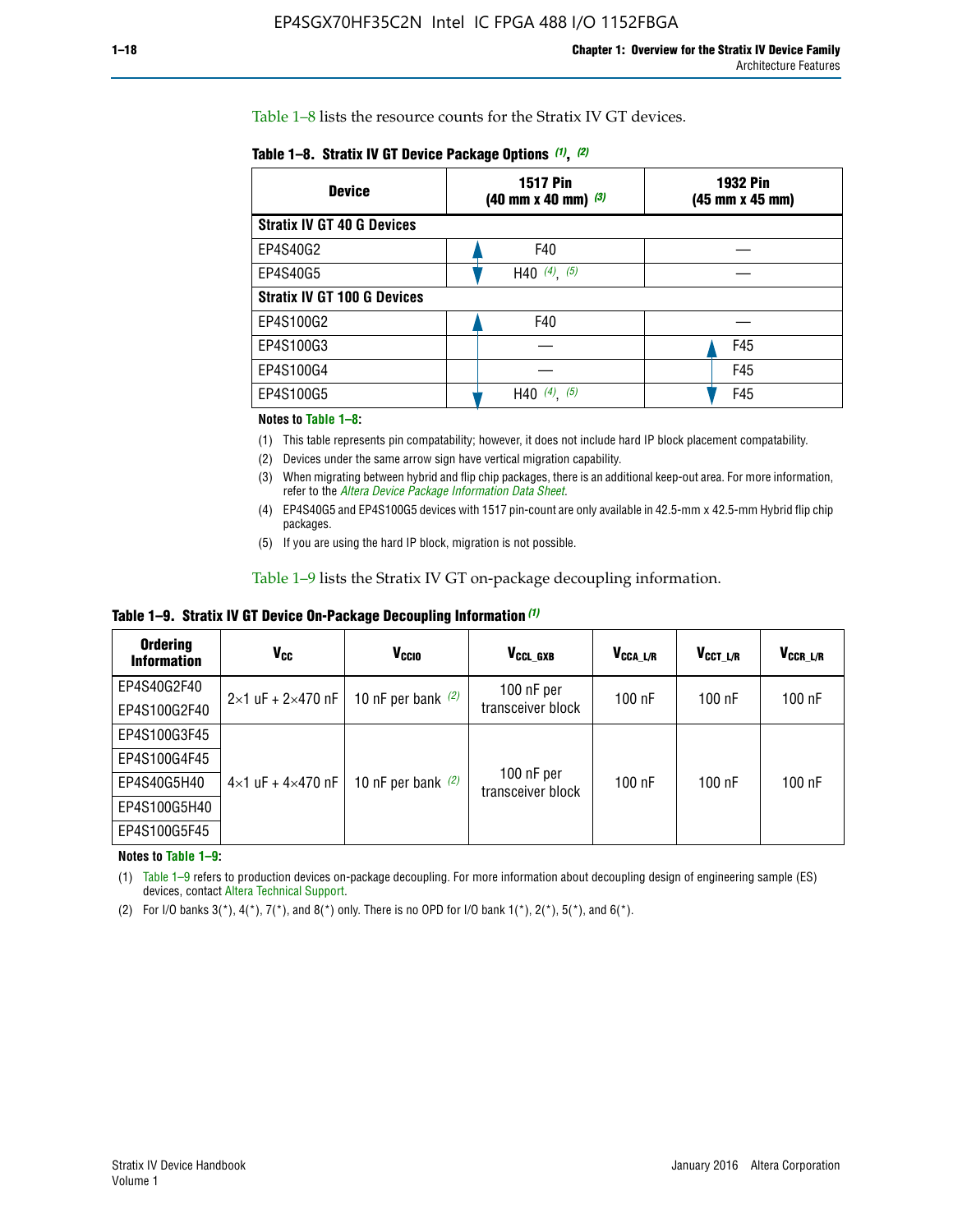Table 1–8 lists the resource counts for the Stratix IV GT devices.

**Table 1–8. Stratix IV GT Device Package Options (1), (2)**

| Device | 1517 Pin (40 mm x 40 mm) (3) | 1932 Pin (45 mm x 45 mm) |
|---|---|---|
| **Stratix IV GT 40 G Devices** | | |
| EP4S40G2 | F40 | — |
| EP4S40G5 | H40 (4), (5) | — |
| **Stratix IV GT 100 G Devices** | | |
| EP4S100G2 | F40 | — |
| EP4S100G3 | — | F45 |
| EP4S100G4 | — | F45 |
| EP4S100G5 | H40 (4), (5) | F45 |

**Notes to Table 1–8:**

(1) This table represents pin compatability; however, it does not include hard IP block placement compatability.

(2) Devices under the same arrow sign have vertical migration capability.

(3) When migrating between hybrid and flip chip packages, there is an additional keep-out area. For more information, refer to the *Altera Device Package Information Data Sheet*.

(4) EP4S40G5 and EP4S100G5 devices with 1517 pin-count are only available in 42.5-mm x 42.5-mm Hybrid flip chip packages.

(5) If you are using the hard IP block, migration is not possible.

Table 1–9 lists the Stratix IV GT on-package decoupling information.

**Table 1–9. Stratix IV GT Device On-Package Decoupling Information (1)**

| Ordering Information | $V_{CC}$ | $V_{CCIO}$ | $V_{CCL\_GXB}$ | $V_{CCA\_L/R}$ | $V_{CCT\_L/R}$ | $V_{CCR\_L/R}$ |
|---|---|---|---|---|---|---|
| EP4S40G2F40 | 2×1 uF + 2×470 nF | 10 nF per bank (2) | 100 nF per transceiver block | 100 nF | 100 nF | 100 nF |
| EP4S100G2F40 | | | | | | |
| EP4S100G3F45 | 4×1 uF + 4×470 nF | 10 nF per bank (2) | 100 nF per transceiver block | 100 nF | 100 nF | 100 nF |
| EP4S100G4F45 | | | | | | |
| EP4S40G5H40 | | | | | | |
| EP4S100G5H40 | | | | | | |
| EP4S100G5F45 | | | | | | |

**Notes to Table 1–9:**

(1) Table 1–9 refers to production devices on-package decoupling. For more information about decoupling design of engineering sample (ES) devices, contact Altera Technical Support.

(2) For I/O banks 3(*), 4(*), 7(*), and 8(*) only. There is no OPD for I/O bank 1(*), 2(*), 5(*), and 6(*).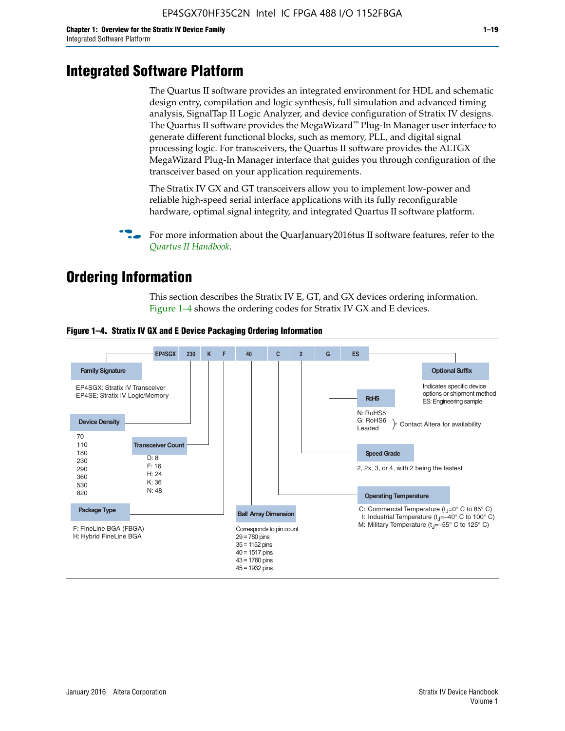# Integrated Software Platform

The Quartus II software provides an integrated environment for HDL and schematic design entry, compilation and logic synthesis, full simulation and advanced timing analysis, SignalTap II Logic Analyzer, and device configuration of Stratix IV designs. The Quartus II software provides the MegaWizard™ Plug-In Manager user interface to generate different functional blocks, such as memory, PLL, and digital signal processing logic. For transceivers, the Quartus II software provides the ALTGX MegaWizard Plug-In Manager interface that guides you through configuration of the transceiver based on your application requirements.

The Stratix IV GX and GT transceivers allow you to implement low-power and reliable high-speed serial interface applications with its fully reconfigurable hardware, optimal signal integrity, and integrated Quartus II software platform.

For more information about the QuarJanuary2016tus II software features, refer to the *Quartus II Handbook*.

# Ordering Information

This section describes the Stratix IV E, GT, and GX devices ordering information. Figure 1–4 shows the ordering codes for Stratix IV GX and E devices.

**Figure 1–4. Stratix IV GX and E Device Packaging Ordering Information**

EP4SGX | 230 | K | F | 40 | C | 2 | G | ES

**Family Signature**
- EP4SGX: Stratix IV Transceiver
- EP4SE: Stratix IV Logic/Memory

**Device Density**
- 70
- 110
- 180
- 230
- 290
- 360
- 530
- 820

**Transceiver Count**
- D: 8
- F: 16
- H: 24
- K: 36
- N: 48

**Package Type**
- F: FineLine BGA (FBGA)
- H: Hybrid FineLine BGA

**Ball Array Dimension**

Corresponds to pin count
- 29 = 780 pins
- 35 = 1152 pins
- 40 = 1517 pins
- 43 = 1760 pins
- 45 = 1932 pins

**Operating Temperature**
- C: Commercial Temperature ($t_J$=0° C to 85° C)
- I: Industrial Temperature ($t_J$=–40° C to 100° C)
- M: Military Temperature ($t_J$=–55° C to 125° C)

**Speed Grade**

2, 2x, 3, or 4, with 2 being the fastest

**RoHS**
- N: RoHS5
- G: RoHS6
- Leaded

} Contact Altera for availability

**Optional Suffix**

Indicates specific device options or shipment method

ES: Engineering sample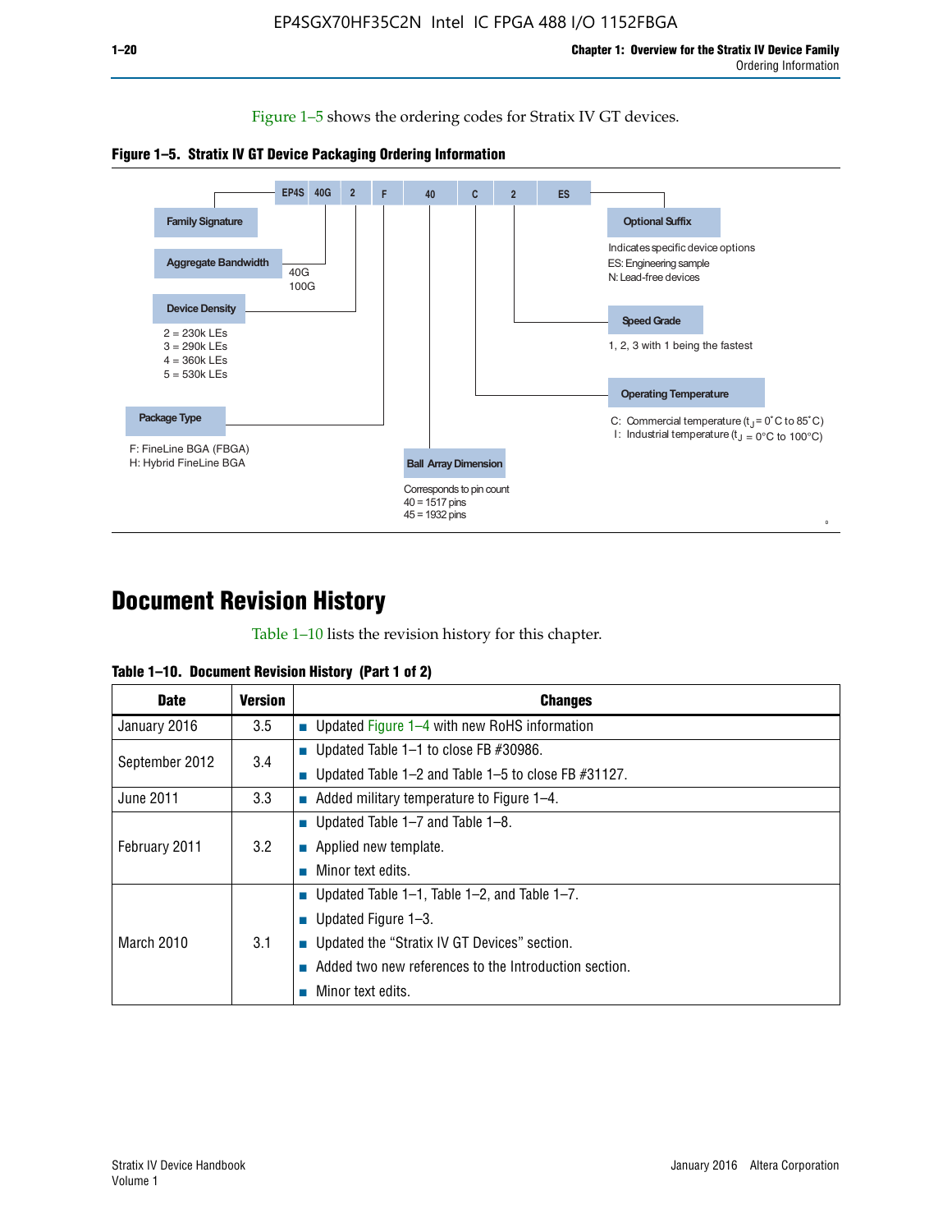Figure 1–5 shows the ordering codes for Stratix IV GT devices.

**Figure 1–5. Stratix IV GT Device Packaging Ordering Information**

EP4S 40G 2 F 40 C 2 ES

- **Family Signature**
- **Aggregate Bandwidth**: 40G, 100G
- **Device Density**: 2 = 230k LEs, 3 = 290k LEs, 4 = 360k LEs, 5 = 530k LEs
- **Package Type**: F: FineLine BGA (FBGA), H: Hybrid FineLine BGA
- **Ball Array Dimension**: Corresponds to pin count, 40 = 1517 pins, 45 = 1932 pins
- **Operating Temperature**: C: Commercial temperature ($t_J$ = 0°C to 85°C), I: Industrial temperature ($t_J$ = 0°C to 100°C)
- **Speed Grade**: 1, 2, 3 with 1 being the fastest
- **Optional Suffix**: Indicates specific device options, ES: Engineering sample, N: Lead-free devices

# Document Revision History

Table 1–10 lists the revision history for this chapter.

**Table 1–10. Document Revision History (Part 1 of 2)**

| Date | Version | Changes |
|---|---|---|
| January 2016 | 3.5 | ■ Updated Figure 1–4 with new RoHS information |
| September 2012 | 3.4 | ■ Updated Table 1–1 to close FB #30986.<br>■ Updated Table 1–2 and Table 1–5 to close FB #31127. |
| June 2011 | 3.3 | ■ Added military temperature to Figure 1–4. |
| February 2011 | 3.2 | ■ Updated Table 1–7 and Table 1–8.<br>■ Applied new template.<br>■ Minor text edits. |
| March 2010 | 3.1 | ■ Updated Table 1–1, Table 1–2, and Table 1–7.<br>■ Updated Figure 1–3.<br>■ Updated the “Stratix IV GT Devices” section.<br>■ Added two new references to the Introduction section.<br>■ Minor text edits. |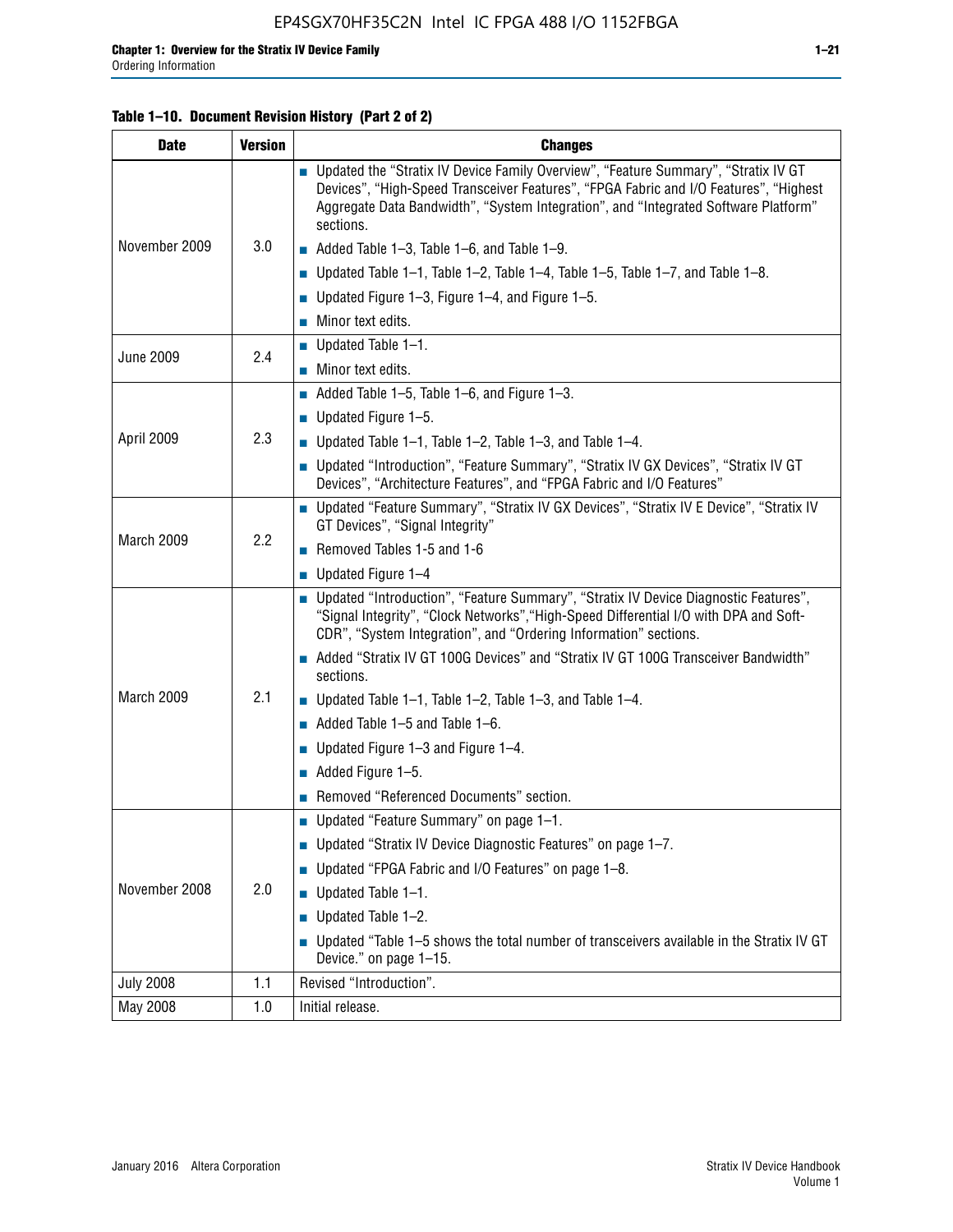**Table 1–10. Document Revision History (Part 2 of 2)**

| Date | Version | Changes |
|---|---|---|
| November 2009 | 3.0 | ■ Updated the "Stratix IV Device Family Overview", "Feature Summary", "Stratix IV GT Devices", "High-Speed Transceiver Features", "FPGA Fabric and I/O Features", "Highest Aggregate Data Bandwidth", "System Integration", and "Integrated Software Platform" sections. ■ Added Table 1–3, Table 1–6, and Table 1–9. ■ Updated Table 1–1, Table 1–2, Table 1–4, Table 1–5, Table 1–7, and Table 1–8. ■ Updated Figure 1–3, Figure 1–4, and Figure 1–5. ■ Minor text edits. |
| June 2009 | 2.4 | ■ Updated Table 1–1. ■ Minor text edits. |
| April 2009 | 2.3 | ■ Added Table 1–5, Table 1–6, and Figure 1–3. ■ Updated Figure 1–5. ■ Updated Table 1–1, Table 1–2, Table 1–3, and Table 1–4. ■ Updated "Introduction", "Feature Summary", "Stratix IV GX Devices", "Stratix IV GT Devices", "Architecture Features", and "FPGA Fabric and I/O Features" |
| March 2009 | 2.2 | ■ Updated "Feature Summary", "Stratix IV GX Devices", "Stratix IV E Device", "Stratix IV GT Devices", "Signal Integrity" ■ Removed Tables 1-5 and 1-6 ■ Updated Figure 1–4 |
| March 2009 | 2.1 | ■ Updated "Introduction", "Feature Summary", "Stratix IV Device Diagnostic Features", "Signal Integrity", "Clock Networks","High-Speed Differential I/O with DPA and Soft-CDR", "System Integration", and "Ordering Information" sections. ■ Added "Stratix IV GT 100G Devices" and "Stratix IV GT 100G Transceiver Bandwidth" sections. ■ Updated Table 1–1, Table 1–2, Table 1–3, and Table 1–4. ■ Added Table 1–5 and Table 1–6. ■ Updated Figure 1–3 and Figure 1–4. ■ Added Figure 1–5. ■ Removed "Referenced Documents" section. |
| November 2008 | 2.0 | ■ Updated "Feature Summary" on page 1–1. ■ Updated "Stratix IV Device Diagnostic Features" on page 1–7. ■ Updated "FPGA Fabric and I/O Features" on page 1–8. ■ Updated Table 1–1. ■ Updated Table 1–2. ■ Updated "Table 1–5 shows the total number of transceivers available in the Stratix IV GT Device." on page 1–15. |
| July 2008 | 1.1 | Revised "Introduction". |
| May 2008 | 1.0 | Initial release. |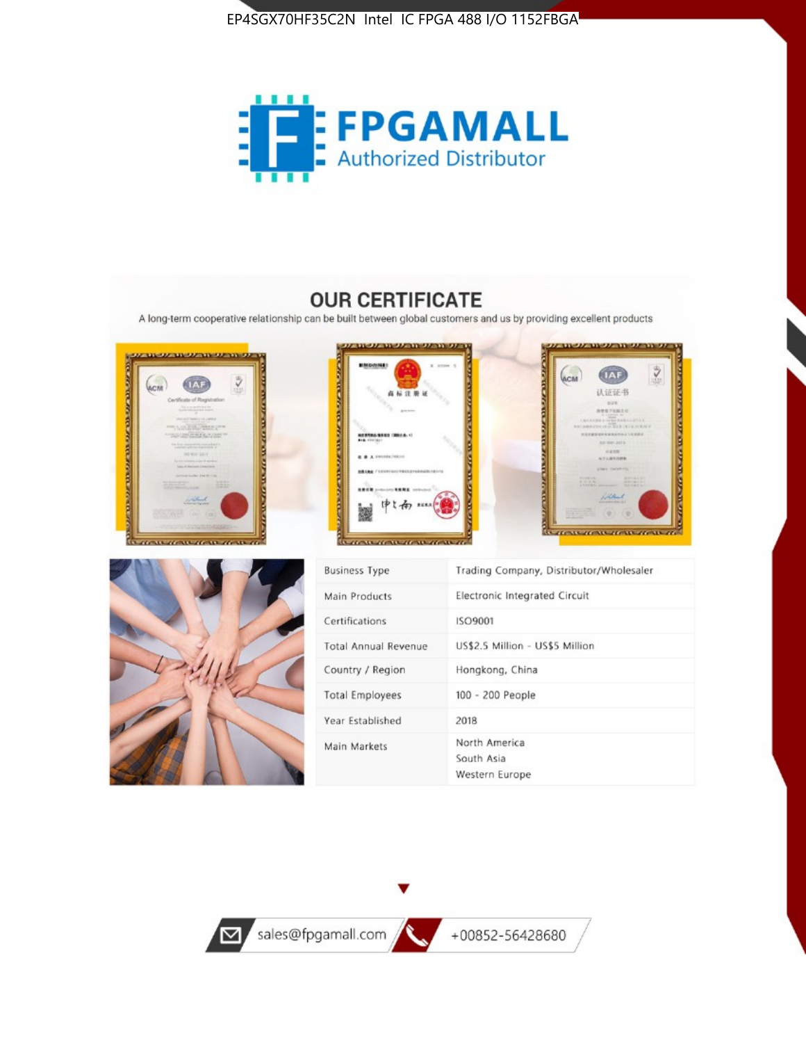FPGAMALL
Authorized Distributor

## OUR CERTIFICATE

A long-term cooperative relationship can be built between global customers and us by providing excellent products

| | |
|---|---|
| Business Type | Trading Company, Distributor/Wholesaler |
| Main Products | Electronic Integrated Circuit |
| Certifications | ISO9001 |
| Total Annual Revenue | US$2.5 Million - US$5 Million |
| Country / Region | Hongkong, China |
| Total Employees | 100 - 200 People |
| Year Established | 2018 |
| Main Markets | North America<br>South Asia<br>Western Europe |

sales@fpgamall.com

+00852-56428680